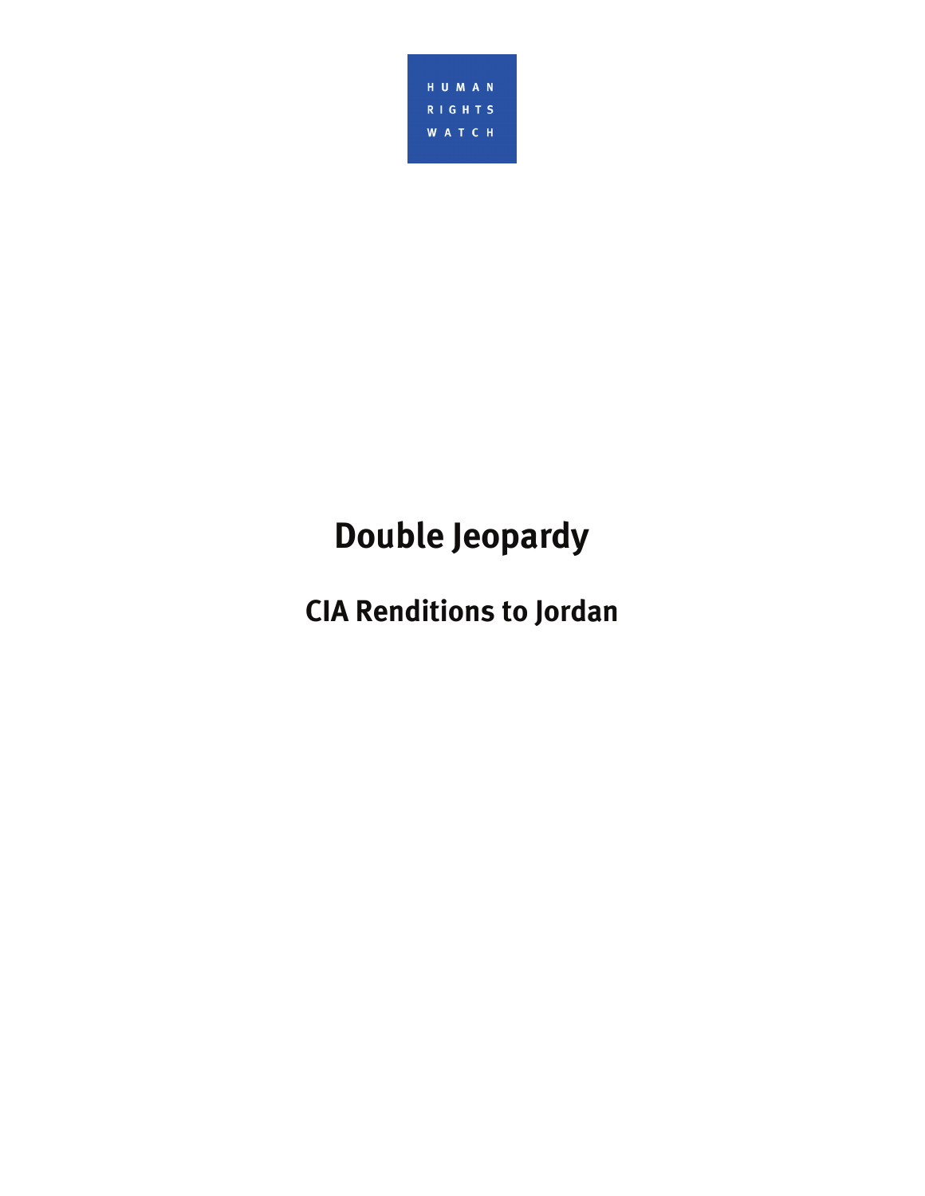HUMAN RIGHTS WATCH

# Double Jeopardy

## CIA Renditions to Jordan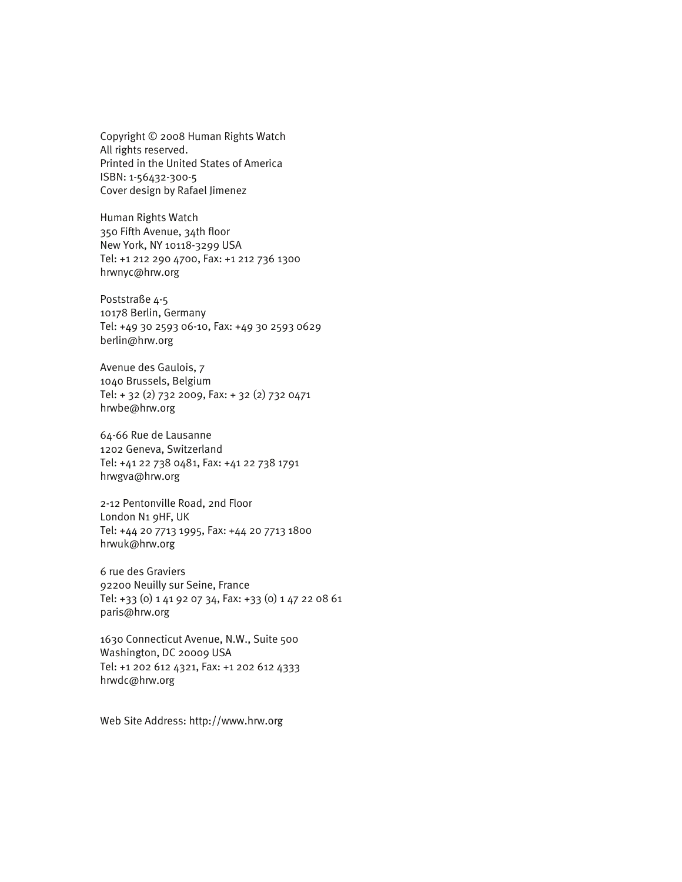Copyright © 2008 Human Rights Watch
All rights reserved.
Printed in the United States of America
ISBN: 1-56432-300-5
Cover design by Rafael Jimenez

Human Rights Watch
350 Fifth Avenue, 34th floor
New York, NY 10118-3299 USA
Tel: +1 212 290 4700, Fax: +1 212 736 1300
hrwnyc@hrw.org

Poststraße 4-5
10178 Berlin, Germany
Tel: +49 30 2593 06-10, Fax: +49 30 2593 0629
berlin@hrw.org

Avenue des Gaulois, 7
1040 Brussels, Belgium
Tel: + 32 (2) 732 2009, Fax: + 32 (2) 732 0471
hrwbe@hrw.org

64-66 Rue de Lausanne
1202 Geneva, Switzerland
Tel: +41 22 738 0481, Fax: +41 22 738 1791
hrwgva@hrw.org

2-12 Pentonville Road, 2nd Floor
London N1 9HF, UK
Tel: +44 20 7713 1995, Fax: +44 20 7713 1800
hrwuk@hrw.org

6 rue des Graviers
92200 Neuilly sur Seine, France
Tel: +33 (0) 1 41 92 07 34, Fax: +33 (0) 1 47 22 08 61
paris@hrw.org

1630 Connecticut Avenue, N.W., Suite 500
Washington, DC 20009 USA
Tel: +1 202 612 4321, Fax: +1 202 612 4333
hrwdc@hrw.org

Web Site Address: http://www.hrw.org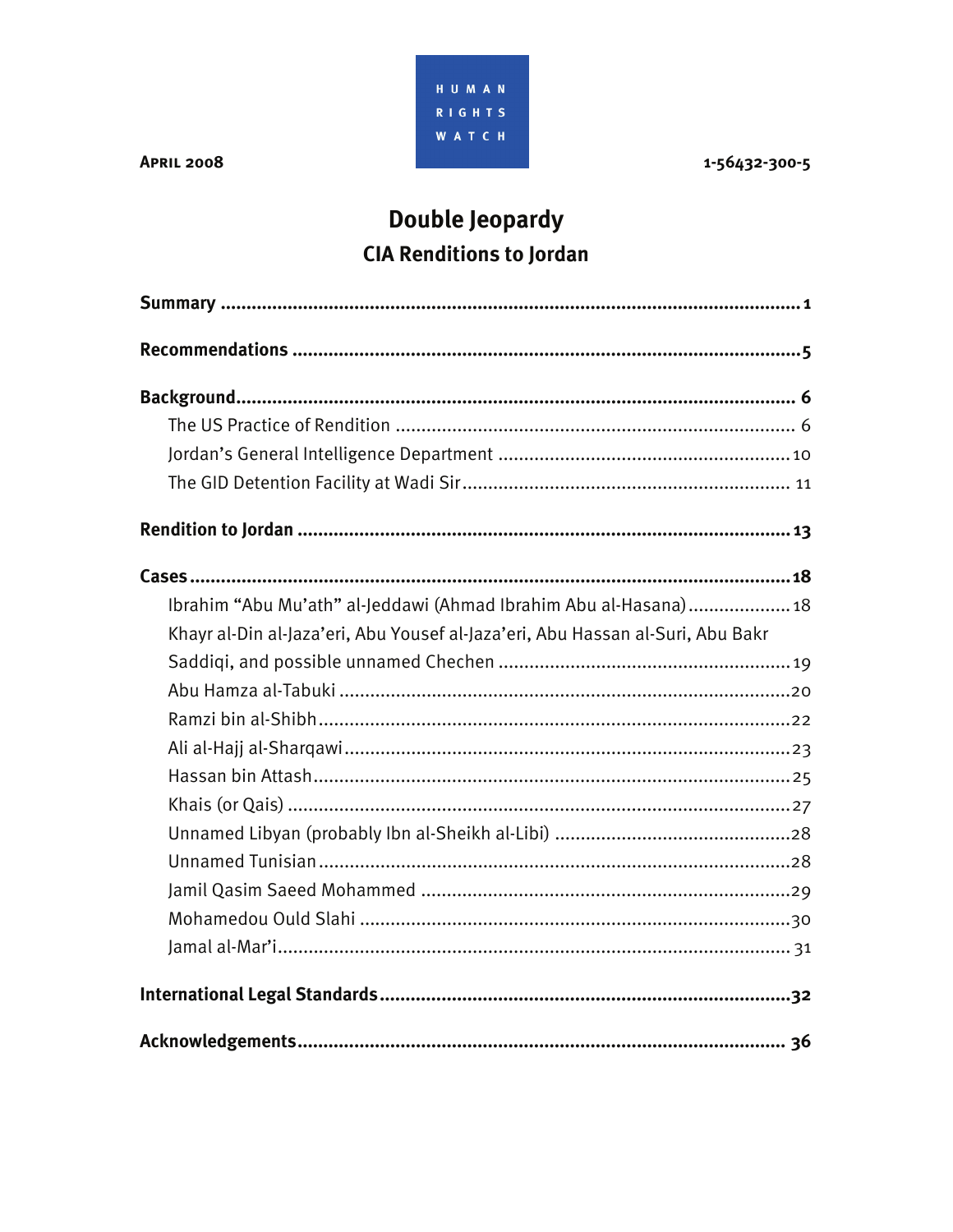HUMAN RIGHTS WATCH

**April 2008** 1-56432-300-5

# Double Jeopardy

## CIA Renditions to Jordan

**Summary** ..................................................................................................... 1

**Recommendations** ....................................................................................... 5

**Background** ................................................................................................ 6

The US Practice of Rendition .......................................................................... 6

Jordan's General Intelligence Department ..................................................... 10

The GID Detention Facility at Wadi Sir ........................................................... 11

**Rendition to Jordan** .................................................................................... 13

**Cases** ....................................................................................................... 18

Ibrahim "Abu Mu'ath" al-Jeddawi (Ahmad Ibrahim Abu al-Hasana) .................... 18

Khayr al-Din al-Jaza'eri, Abu Yousef al-Jaza'eri, Abu Hassan al-Suri, Abu Bakr Saddiqi, and possible unnamed Chechen ........................................................ 19

Abu Hamza al-Tabuki ..................................................................................... 20

Ramzi bin al-Shibh ........................................................................................ 22

Ali al-Hajj al-Sharqawi .................................................................................... 23

Hassan bin Attash .......................................................................................... 25

Khais (or Qais) ............................................................................................... 27

Unnamed Libyan (probably Ibn al-Sheikh al-Libi) ............................................. 28

Unnamed Tunisian .......................................................................................... 28

Jamil Qasim Saeed Mohammed ...................................................................... 29

Mohamedou Ould Slahi .................................................................................. 30

Jamal al-Mar'i ................................................................................................ 31

**International Legal Standards** ..................................................................... 32

**Acknowledgements** .................................................................................... 36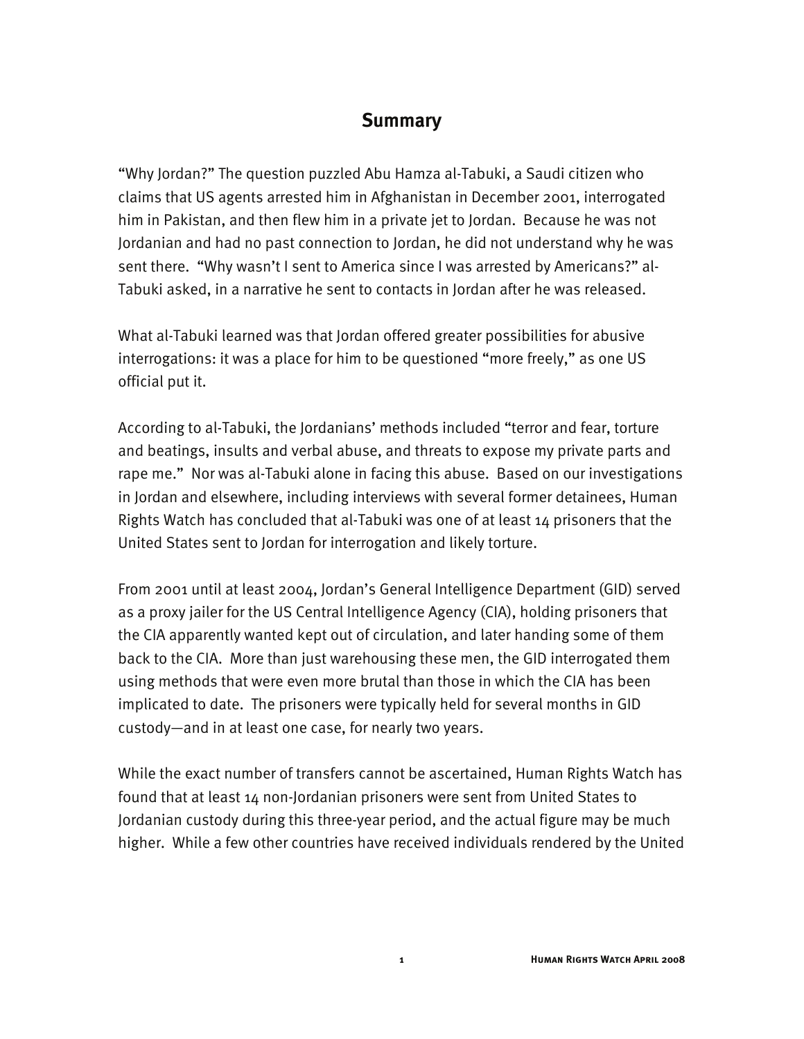# Summary

"Why Jordan?" The question puzzled Abu Hamza al-Tabuki, a Saudi citizen who claims that US agents arrested him in Afghanistan in December 2001, interrogated him in Pakistan, and then flew him in a private jet to Jordan. Because he was not Jordanian and had no past connection to Jordan, he did not understand why he was sent there. "Why wasn't I sent to America since I was arrested by Americans?" al-Tabuki asked, in a narrative he sent to contacts in Jordan after he was released.

What al-Tabuki learned was that Jordan offered greater possibilities for abusive interrogations: it was a place for him to be questioned "more freely," as one US official put it.

According to al-Tabuki, the Jordanians' methods included "terror and fear, torture and beatings, insults and verbal abuse, and threats to expose my private parts and rape me." Nor was al-Tabuki alone in facing this abuse. Based on our investigations in Jordan and elsewhere, including interviews with several former detainees, Human Rights Watch has concluded that al-Tabuki was one of at least 14 prisoners that the United States sent to Jordan for interrogation and likely torture.

From 2001 until at least 2004, Jordan's General Intelligence Department (GID) served as a proxy jailer for the US Central Intelligence Agency (CIA), holding prisoners that the CIA apparently wanted kept out of circulation, and later handing some of them back to the CIA. More than just warehousing these men, the GID interrogated them using methods that were even more brutal than those in which the CIA has been implicated to date. The prisoners were typically held for several months in GID custody—and in at least one case, for nearly two years.

While the exact number of transfers cannot be ascertained, Human Rights Watch has found that at least 14 non-Jordanian prisoners were sent from United States to Jordanian custody during this three-year period, and the actual figure may be much higher. While a few other countries have received individuals rendered by the United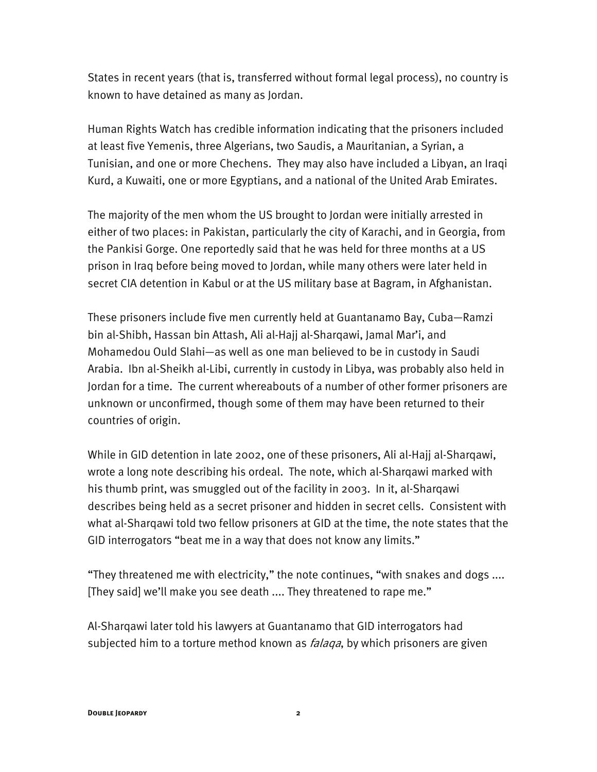States in recent years (that is, transferred without formal legal process), no country is known to have detained as many as Jordan.

Human Rights Watch has credible information indicating that the prisoners included at least five Yemenis, three Algerians, two Saudis, a Mauritanian, a Syrian, a Tunisian, and one or more Chechens. They may also have included a Libyan, an Iraqi Kurd, a Kuwaiti, one or more Egyptians, and a national of the United Arab Emirates.

The majority of the men whom the US brought to Jordan were initially arrested in either of two places: in Pakistan, particularly the city of Karachi, and in Georgia, from the Pankisi Gorge. One reportedly said that he was held for three months at a US prison in Iraq before being moved to Jordan, while many others were later held in secret CIA detention in Kabul or at the US military base at Bagram, in Afghanistan.

These prisoners include five men currently held at Guantanamo Bay, Cuba—Ramzi bin al-Shibh, Hassan bin Attash, Ali al-Hajj al-Sharqawi, Jamal Mar'i, and Mohamedou Ould Slahi—as well as one man believed to be in custody in Saudi Arabia. Ibn al-Sheikh al-Libi, currently in custody in Libya, was probably also held in Jordan for a time. The current whereabouts of a number of other former prisoners are unknown or unconfirmed, though some of them may have been returned to their countries of origin.

While in GID detention in late 2002, one of these prisoners, Ali al-Hajj al-Sharqawi, wrote a long note describing his ordeal. The note, which al-Sharqawi marked with his thumb print, was smuggled out of the facility in 2003. In it, al-Sharqawi describes being held as a secret prisoner and hidden in secret cells. Consistent with what al-Sharqawi told two fellow prisoners at GID at the time, the note states that the GID interrogators "beat me in a way that does not know any limits."

"They threatened me with electricity," the note continues, "with snakes and dogs .... [They said] we'll make you see death .... They threatened to rape me."

Al-Sharqawi later told his lawyers at Guantanamo that GID interrogators had subjected him to a torture method known as *falaqa*, by which prisoners are given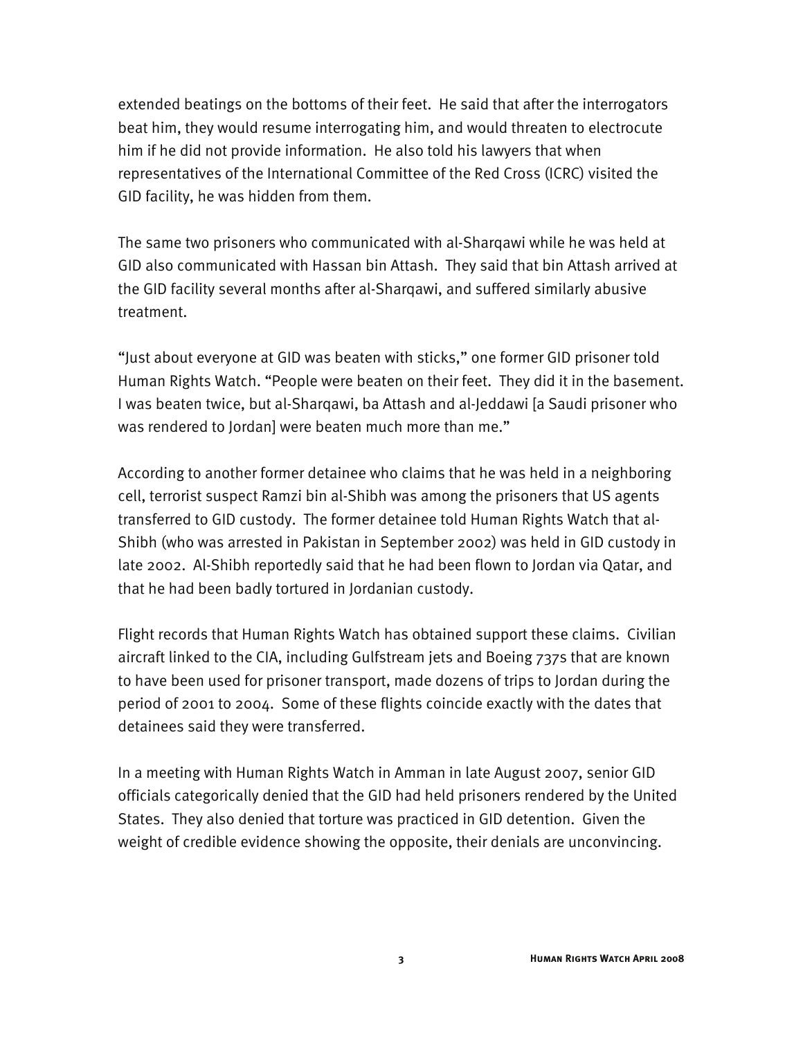extended beatings on the bottoms of their feet. He said that after the interrogators beat him, they would resume interrogating him, and would threaten to electrocute him if he did not provide information. He also told his lawyers that when representatives of the International Committee of the Red Cross (ICRC) visited the GID facility, he was hidden from them.

The same two prisoners who communicated with al-Sharqawi while he was held at GID also communicated with Hassan bin Attash. They said that bin Attash arrived at the GID facility several months after al-Sharqawi, and suffered similarly abusive treatment.

"Just about everyone at GID was beaten with sticks," one former GID prisoner told Human Rights Watch. "People were beaten on their feet. They did it in the basement. I was beaten twice, but al-Sharqawi, ba Attash and al-Jeddawi [a Saudi prisoner who was rendered to Jordan] were beaten much more than me."

According to another former detainee who claims that he was held in a neighboring cell, terrorist suspect Ramzi bin al-Shibh was among the prisoners that US agents transferred to GID custody. The former detainee told Human Rights Watch that al-Shibh (who was arrested in Pakistan in September 2002) was held in GID custody in late 2002. Al-Shibh reportedly said that he had been flown to Jordan via Qatar, and that he had been badly tortured in Jordanian custody.

Flight records that Human Rights Watch has obtained support these claims. Civilian aircraft linked to the CIA, including Gulfstream jets and Boeing 737s that are known to have been used for prisoner transport, made dozens of trips to Jordan during the period of 2001 to 2004. Some of these flights coincide exactly with the dates that detainees said they were transferred.

In a meeting with Human Rights Watch in Amman in late August 2007, senior GID officials categorically denied that the GID had held prisoners rendered by the United States. They also denied that torture was practiced in GID detention. Given the weight of credible evidence showing the opposite, their denials are unconvincing.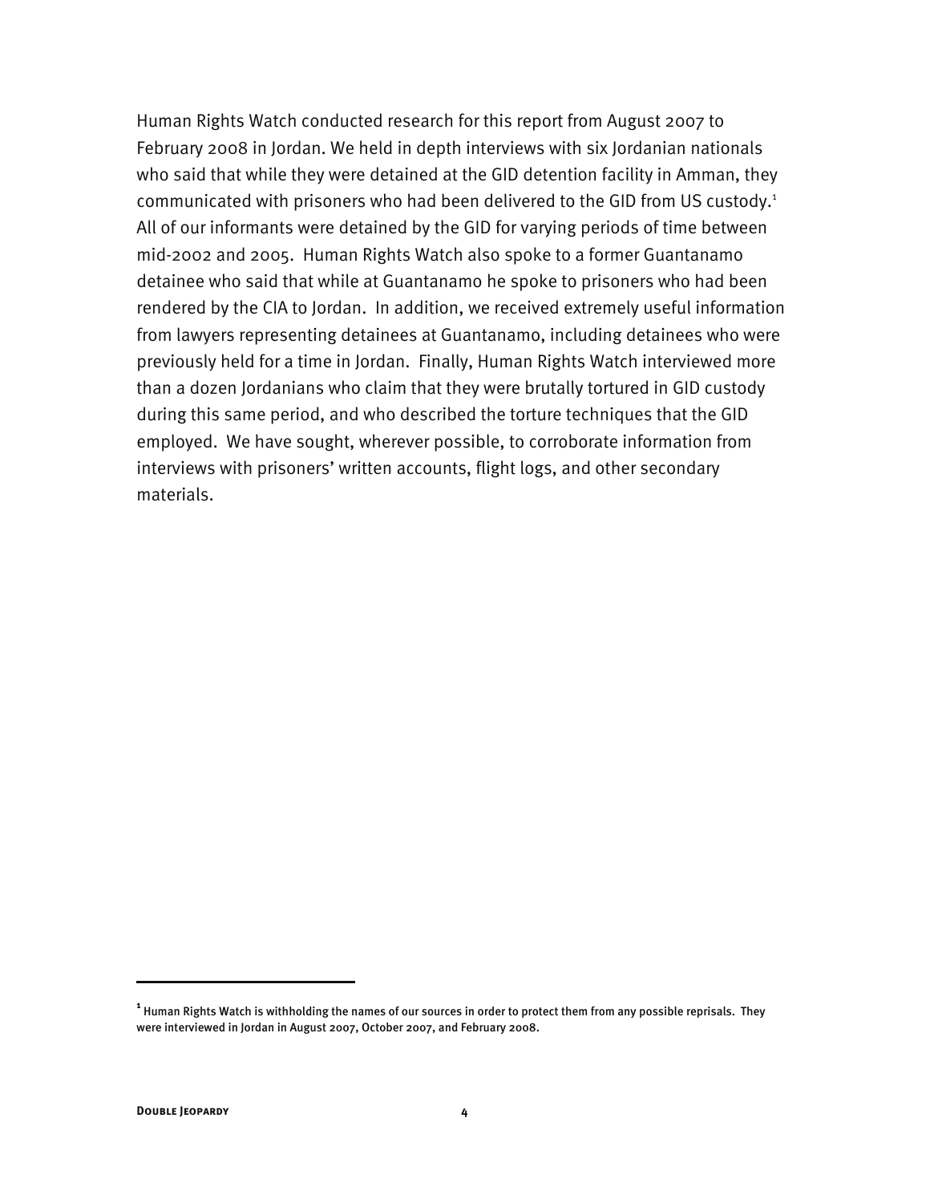Human Rights Watch conducted research for this report from August 2007 to February 2008 in Jordan. We held in depth interviews with six Jordanian nationals who said that while they were detained at the GID detention facility in Amman, they communicated with prisoners who had been delivered to the GID from US custody.[1] All of our informants were detained by the GID for varying periods of time between mid-2002 and 2005. Human Rights Watch also spoke to a former Guantanamo detainee who said that while at Guantanamo he spoke to prisoners who had been rendered by the CIA to Jordan. In addition, we received extremely useful information from lawyers representing detainees at Guantanamo, including detainees who were previously held for a time in Jordan. Finally, Human Rights Watch interviewed more than a dozen Jordanians who claim that they were brutally tortured in GID custody during this same period, and who described the torture techniques that the GID employed. We have sought, wherever possible, to corroborate information from interviews with prisoners' written accounts, flight logs, and other secondary materials.

---

[1] Human Rights Watch is withholding the names of our sources in order to protect them from any possible reprisals. They were interviewed in Jordan in August 2007, October 2007, and February 2008.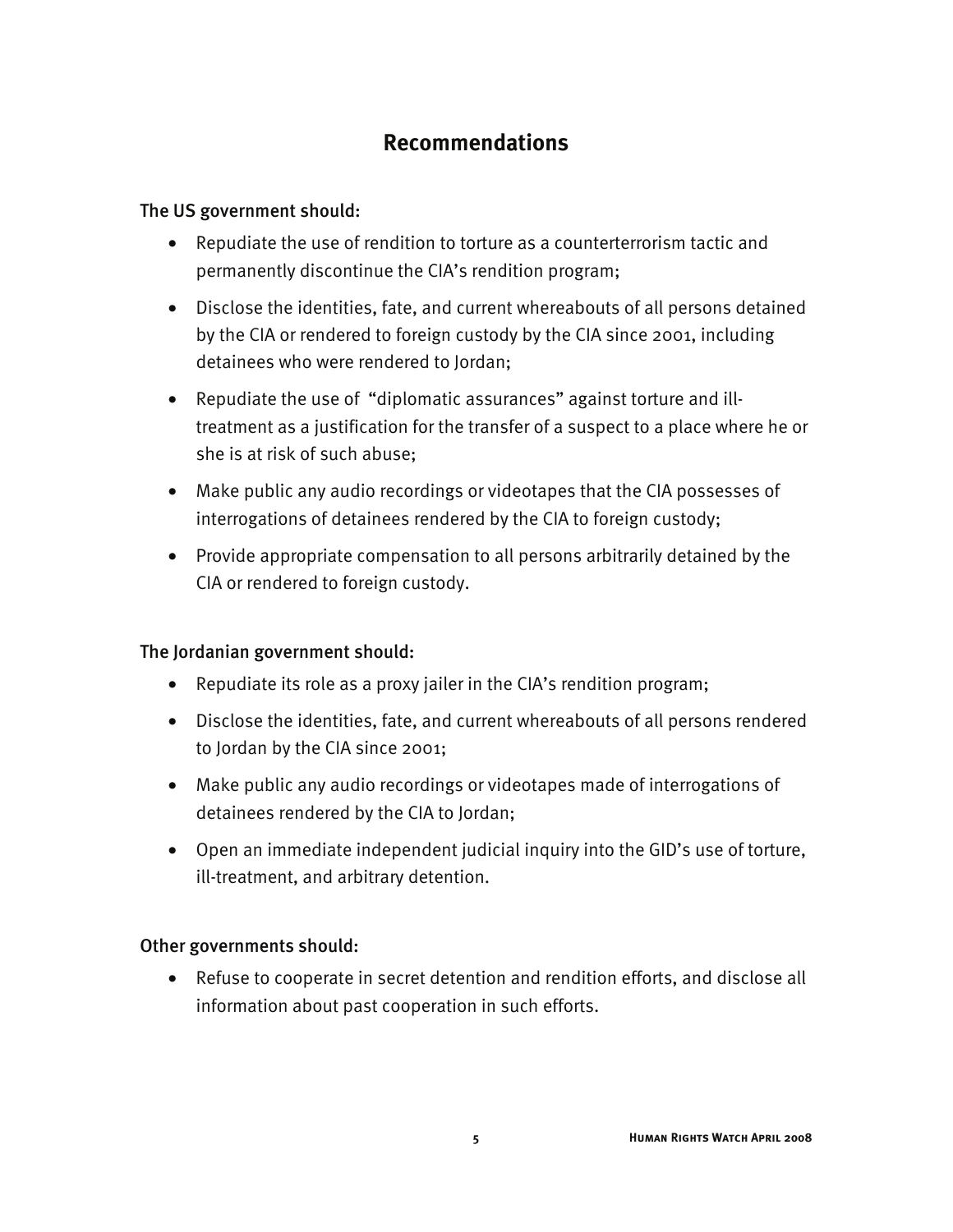## Recommendations

The US government should:

- Repudiate the use of rendition to torture as a counterterrorism tactic and permanently discontinue the CIA's rendition program;
- Disclose the identities, fate, and current whereabouts of all persons detained by the CIA or rendered to foreign custody by the CIA since 2001, including detainees who were rendered to Jordan;
- Repudiate the use of "diplomatic assurances" against torture and ill-treatment as a justification for the transfer of a suspect to a place where he or she is at risk of such abuse;
- Make public any audio recordings or videotapes that the CIA possesses of interrogations of detainees rendered by the CIA to foreign custody;
- Provide appropriate compensation to all persons arbitrarily detained by the CIA or rendered to foreign custody.

The Jordanian government should:

- Repudiate its role as a proxy jailer in the CIA's rendition program;
- Disclose the identities, fate, and current whereabouts of all persons rendered to Jordan by the CIA since 2001;
- Make public any audio recordings or videotapes made of interrogations of detainees rendered by the CIA to Jordan;
- Open an immediate independent judicial inquiry into the GID's use of torture, ill-treatment, and arbitrary detention.

Other governments should:

- Refuse to cooperate in secret detention and rendition efforts, and disclose all information about past cooperation in such efforts.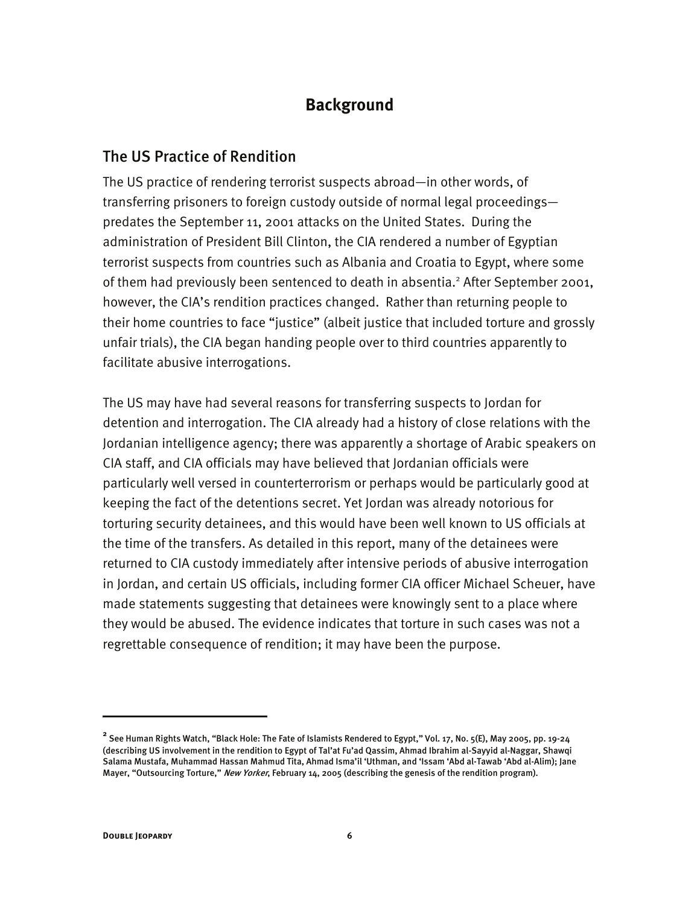# Background

## The US Practice of Rendition

The US practice of rendering terrorist suspects abroad—in other words, of transferring prisoners to foreign custody outside of normal legal proceedings—predates the September 11, 2001 attacks on the United States. During the administration of President Bill Clinton, the CIA rendered a number of Egyptian terrorist suspects from countries such as Albania and Croatia to Egypt, where some of them had previously been sentenced to death in absentia.[2] After September 2001, however, the CIA's rendition practices changed. Rather than returning people to their home countries to face "justice" (albeit justice that included torture and grossly unfair trials), the CIA began handing people over to third countries apparently to facilitate abusive interrogations.

The US may have had several reasons for transferring suspects to Jordan for detention and interrogation. The CIA already had a history of close relations with the Jordanian intelligence agency; there was apparently a shortage of Arabic speakers on CIA staff, and CIA officials may have believed that Jordanian officials were particularly well versed in counterterrorism or perhaps would be particularly good at keeping the fact of the detentions secret. Yet Jordan was already notorious for torturing security detainees, and this would have been well known to US officials at the time of the transfers. As detailed in this report, many of the detainees were returned to CIA custody immediately after intensive periods of abusive interrogation in Jordan, and certain US officials, including former CIA officer Michael Scheuer, have made statements suggesting that detainees were knowingly sent to a place where they would be abused. The evidence indicates that torture in such cases was not a regrettable consequence of rendition; it may have been the purpose.

---

[2] See Human Rights Watch, "Black Hole: The Fate of Islamists Rendered to Egypt," Vol. 17, No. 5(E), May 2005, pp. 19-24 (describing US involvement in the rendition to Egypt of Tal'at Fu'ad Qassim, Ahmad Ibrahim al-Sayyid al-Naggar, Shawqi Salama Mustafa, Muhammad Hassan Mahmud Tita, Ahmad Isma'il 'Uthman, and 'Issam 'Abd al-Tawab 'Abd al-Alim); Jane Mayer, "Outsourcing Torture," *New Yorker*, February 14, 2005 (describing the genesis of the rendition program).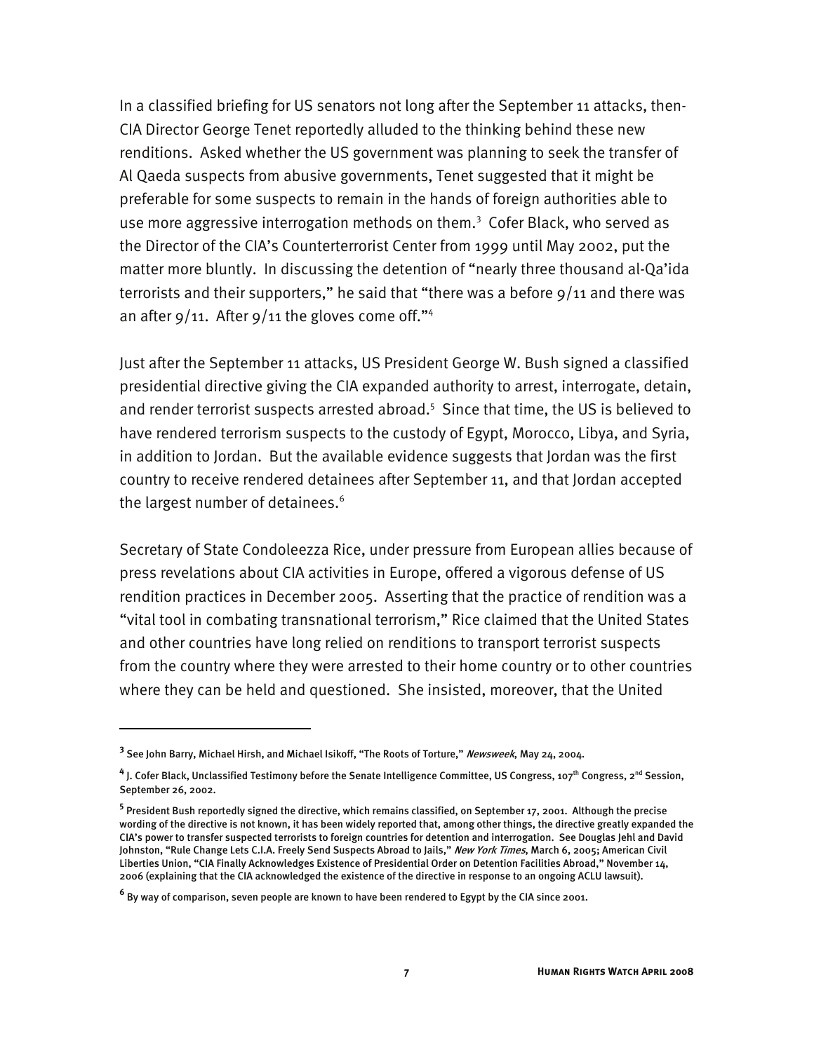In a classified briefing for US senators not long after the September 11 attacks, then-CIA Director George Tenet reportedly alluded to the thinking behind these new renditions. Asked whether the US government was planning to seek the transfer of Al Qaeda suspects from abusive governments, Tenet suggested that it might be preferable for some suspects to remain in the hands of foreign authorities able to use more aggressive interrogation methods on them.[3] Cofer Black, who served as the Director of the CIA's Counterterrorist Center from 1999 until May 2002, put the matter more bluntly. In discussing the detention of "nearly three thousand al-Qa'ida terrorists and their supporters," he said that "there was a before 9/11 and there was an after 9/11. After 9/11 the gloves come off."[4]

Just after the September 11 attacks, US President George W. Bush signed a classified presidential directive giving the CIA expanded authority to arrest, interrogate, detain, and render terrorist suspects arrested abroad.[5] Since that time, the US is believed to have rendered terrorism suspects to the custody of Egypt, Morocco, Libya, and Syria, in addition to Jordan. But the available evidence suggests that Jordan was the first country to receive rendered detainees after September 11, and that Jordan accepted the largest number of detainees.[6]

Secretary of State Condoleezza Rice, under pressure from European allies because of press revelations about CIA activities in Europe, offered a vigorous defense of US rendition practices in December 2005. Asserting that the practice of rendition was a "vital tool in combating transnational terrorism," Rice claimed that the United States and other countries have long relied on renditions to transport terrorist suspects from the country where they were arrested to their home country or to other countries where they can be held and questioned. She insisted, moreover, that the United

---

[3] See John Barry, Michael Hirsh, and Michael Isikoff, "The Roots of Torture," *Newsweek*, May 24, 2004.

[4] J. Cofer Black, Unclassified Testimony before the Senate Intelligence Committee, US Congress, 107th Congress, 2nd Session, September 26, 2002.

[5] President Bush reportedly signed the directive, which remains classified, on September 17, 2001. Although the precise wording of the directive is not known, it has been widely reported that, among other things, the directive greatly expanded the CIA's power to transfer suspected terrorists to foreign countries for detention and interrogation. See Douglas Jehl and David Johnston, "Rule Change Lets C.I.A. Freely Send Suspects Abroad to Jails," *New York Times*, March 6, 2005; American Civil Liberties Union, "CIA Finally Acknowledges Existence of Presidential Order on Detention Facilities Abroad," November 14, 2006 (explaining that the CIA acknowledged the existence of the directive in response to an ongoing ACLU lawsuit).

[6] By way of comparison, seven people are known to have been rendered to Egypt by the CIA since 2001.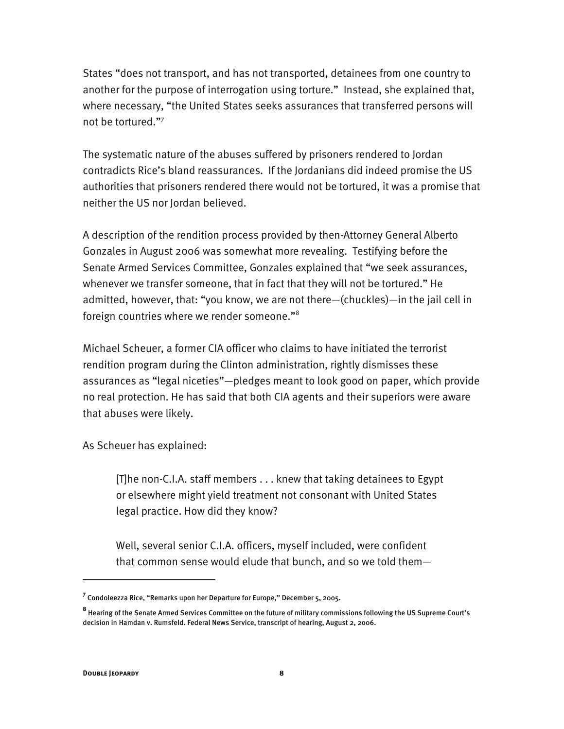States "does not transport, and has not transported, detainees from one country to another for the purpose of interrogation using torture." Instead, she explained that, where necessary, "the United States seeks assurances that transferred persons will not be tortured."[7]

The systematic nature of the abuses suffered by prisoners rendered to Jordan contradicts Rice's bland reassurances. If the Jordanians did indeed promise the US authorities that prisoners rendered there would not be tortured, it was a promise that neither the US nor Jordan believed.

A description of the rendition process provided by then-Attorney General Alberto Gonzales in August 2006 was somewhat more revealing. Testifying before the Senate Armed Services Committee, Gonzales explained that "we seek assurances, whenever we transfer someone, that in fact that they will not be tortured." He admitted, however, that: "you know, we are not there—(chuckles)—in the jail cell in foreign countries where we render someone."[8]

Michael Scheuer, a former CIA officer who claims to have initiated the terrorist rendition program during the Clinton administration, rightly dismisses these assurances as "legal niceties"—pledges meant to look good on paper, which provide no real protection. He has said that both CIA agents and their superiors were aware that abuses were likely.

As Scheuer has explained:

> [T]he non-C.I.A. staff members . . . knew that taking detainees to Egypt or elsewhere might yield treatment not consonant with United States legal practice. How did they know?
>
> Well, several senior C.I.A. officers, myself included, were confident that common sense would elude that bunch, and so we told them—

---

[7] Condoleezza Rice, "Remarks upon her Departure for Europe," December 5, 2005.

[8] Hearing of the Senate Armed Services Committee on the future of military commissions following the US Supreme Court's decision in Hamdan v. Rumsfeld. Federal News Service, transcript of hearing, August 2, 2006.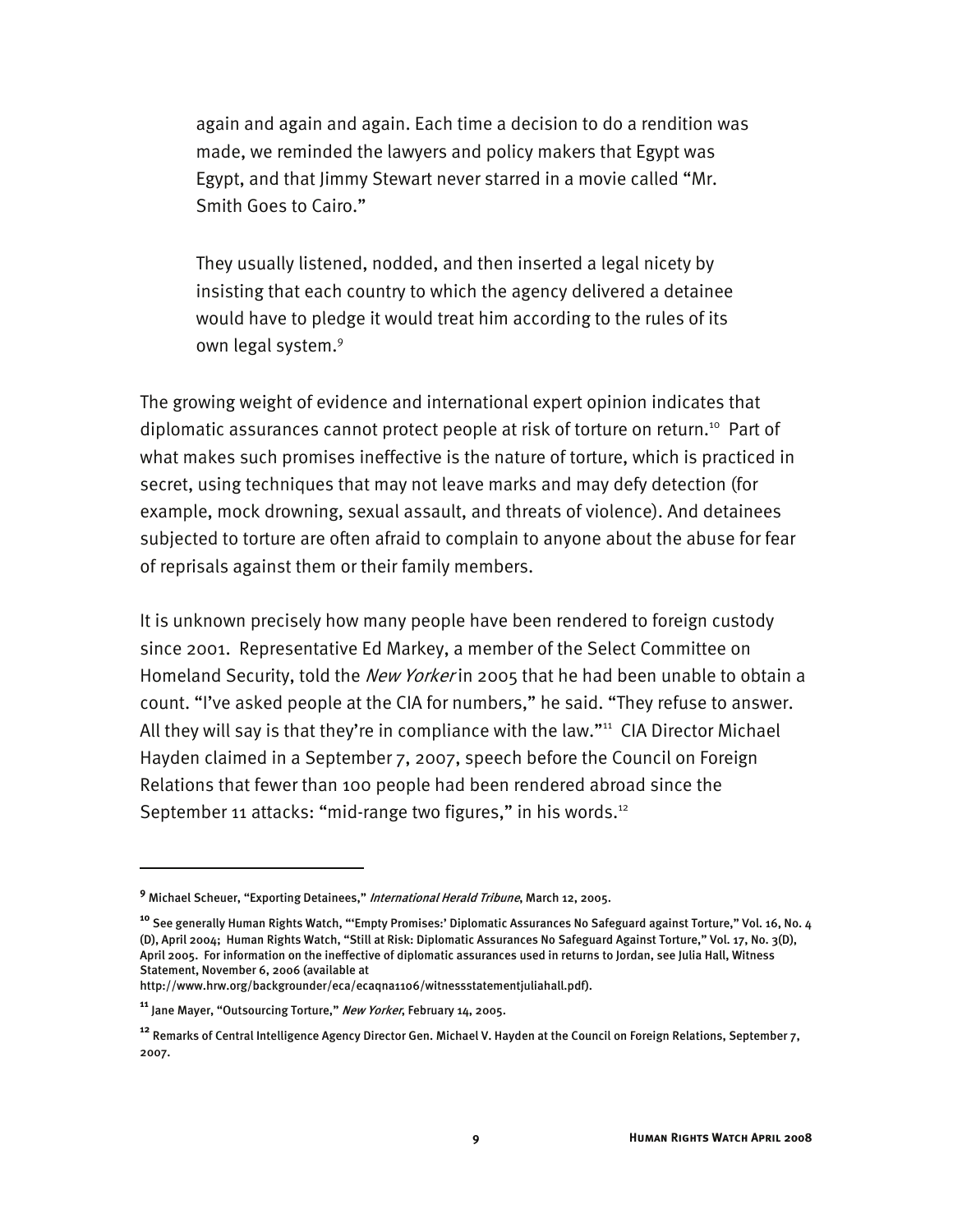> again and again and again. Each time a decision to do a rendition was made, we reminded the lawyers and policy makers that Egypt was Egypt, and that Jimmy Stewart never starred in a movie called "Mr. Smith Goes to Cairo."
>
> They usually listened, nodded, and then inserted a legal nicety by insisting that each country to which the agency delivered a detainee would have to pledge it would treat him according to the rules of its own legal system.[9]

The growing weight of evidence and international expert opinion indicates that diplomatic assurances cannot protect people at risk of torture on return.[10] Part of what makes such promises ineffective is the nature of torture, which is practiced in secret, using techniques that may not leave marks and may defy detection (for example, mock drowning, sexual assault, and threats of violence). And detainees subjected to torture are often afraid to complain to anyone about the abuse for fear of reprisals against them or their family members.

It is unknown precisely how many people have been rendered to foreign custody since 2001. Representative Ed Markey, a member of the Select Committee on Homeland Security, told the *New Yorker* in 2005 that he had been unable to obtain a count. "I've asked people at the CIA for numbers," he said. "They refuse to answer. All they will say is that they're in compliance with the law."[11] CIA Director Michael Hayden claimed in a September 7, 2007, speech before the Council on Foreign Relations that fewer than 100 people had been rendered abroad since the September 11 attacks: "mid-range two figures," in his words.[12]

---

[9] Michael Scheuer, "Exporting Detainees," *International Herald Tribune*, March 12, 2005.

[10] See generally Human Rights Watch, "'Empty Promises:' Diplomatic Assurances No Safeguard against Torture," Vol. 16, No. 4 (D), April 2004; Human Rights Watch, "Still at Risk: Diplomatic Assurances No Safeguard Against Torture," Vol. 17, No. 3(D), April 2005. For information on the ineffective of diplomatic assurances used in returns to Jordan, see Julia Hall, Witness Statement, November 6, 2006 (available at http://www.hrw.org/backgrounder/eca/ecaqna1106/witnessstatementjuliahall.pdf).

[11] Jane Mayer, "Outsourcing Torture," *New Yorker*, February 14, 2005.

[12] Remarks of Central Intelligence Agency Director Gen. Michael V. Hayden at the Council on Foreign Relations, September 7, 2007.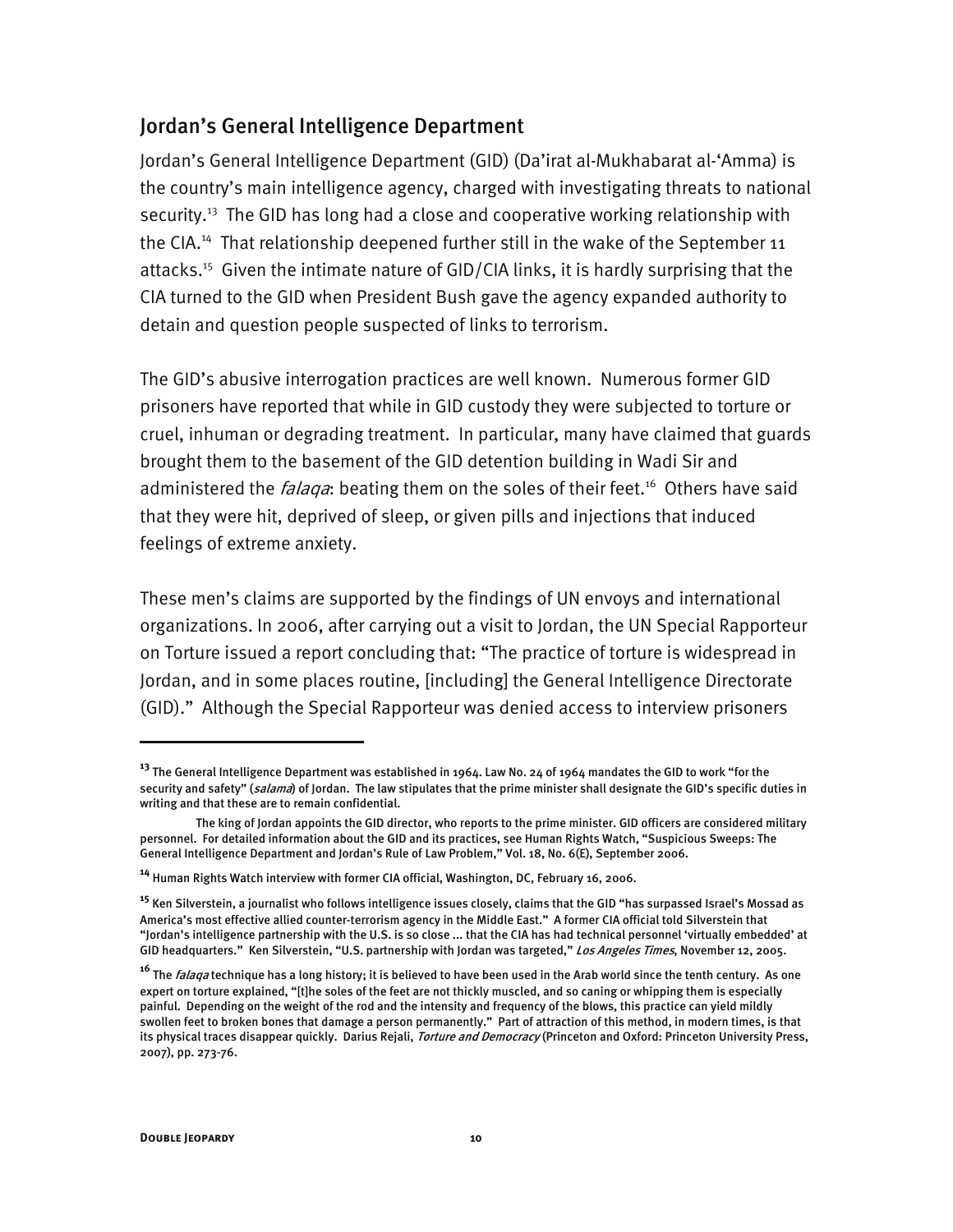## Jordan's General Intelligence Department

Jordan's General Intelligence Department (GID) (Da'irat al-Mukhabarat al-'Amma) is the country's main intelligence agency, charged with investigating threats to national security.[13] The GID has long had a close and cooperative working relationship with the CIA.[14] That relationship deepened further still in the wake of the September 11 attacks.[15] Given the intimate nature of GID/CIA links, it is hardly surprising that the CIA turned to the GID when President Bush gave the agency expanded authority to detain and question people suspected of links to terrorism.

The GID's abusive interrogation practices are well known. Numerous former GID prisoners have reported that while in GID custody they were subjected to torture or cruel, inhuman or degrading treatment. In particular, many have claimed that guards brought them to the basement of the GID detention building in Wadi Sir and administered the *falaqa*: beating them on the soles of their feet.[16] Others have said that they were hit, deprived of sleep, or given pills and injections that induced feelings of extreme anxiety.

These men's claims are supported by the findings of UN envoys and international organizations. In 2006, after carrying out a visit to Jordan, the UN Special Rapporteur on Torture issued a report concluding that: "The practice of torture is widespread in Jordan, and in some places routine, [including] the General Intelligence Directorate (GID)." Although the Special Rapporteur was denied access to interview prisoners

---

[13] The General Intelligence Department was established in 1964. Law No. 24 of 1964 mandates the GID to work "for the security and safety" (*salama*) of Jordan. The law stipulates that the prime minister shall designate the GID's specific duties in writing and that these are to remain confidential.

The king of Jordan appoints the GID director, who reports to the prime minister. GID officers are considered military personnel. For detailed information about the GID and its practices, see Human Rights Watch, "Suspicious Sweeps: The General Intelligence Department and Jordan's Rule of Law Problem," Vol. 18, No. 6(E), September 2006.

[14] Human Rights Watch interview with former CIA official, Washington, DC, February 16, 2006.

[15] Ken Silverstein, a journalist who follows intelligence issues closely, claims that the GID "has surpassed Israel's Mossad as America's most effective allied counter-terrorism agency in the Middle East." A former CIA official told Silverstein that "Jordan's intelligence partnership with the U.S. is so close ... that the CIA has had technical personnel 'virtually embedded' at GID headquarters." Ken Silverstein, "U.S. partnership with Jordan was targeted," *Los Angeles Times*, November 12, 2005.

[16] The *falaqa* technique has a long history; it is believed to have been used in the Arab world since the tenth century. As one expert on torture explained, "[t]he soles of the feet are not thickly muscled, and so caning or whipping them is especially painful. Depending on the weight of the rod and the intensity and frequency of the blows, this practice can yield mildly swollen feet to broken bones that damage a person permanently." Part of attraction of this method, in modern times, is that its physical traces disappear quickly. Darius Rejali, *Torture and Democracy* (Princeton and Oxford: Princeton University Press, 2007), pp. 273-76.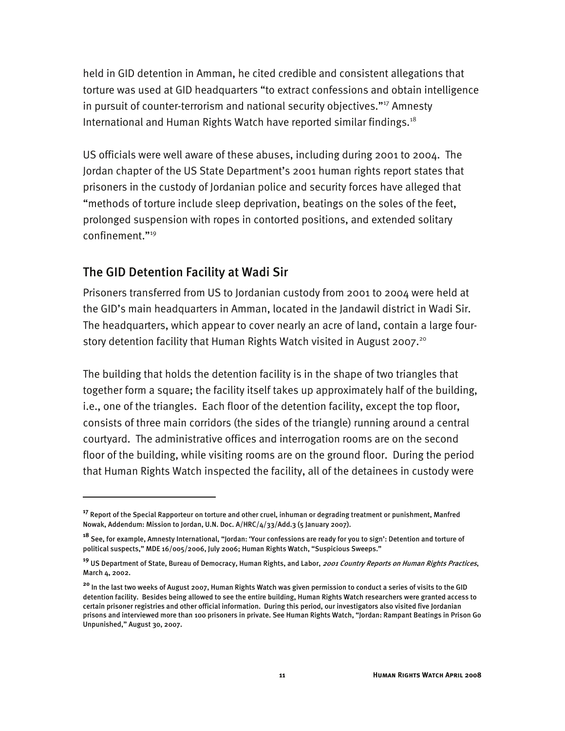held in GID detention in Amman, he cited credible and consistent allegations that torture was used at GID headquarters "to extract confessions and obtain intelligence in pursuit of counter-terrorism and national security objectives."[17] Amnesty International and Human Rights Watch have reported similar findings.[18]

US officials were well aware of these abuses, including during 2001 to 2004. The Jordan chapter of the US State Department's 2001 human rights report states that prisoners in the custody of Jordanian police and security forces have alleged that "methods of torture include sleep deprivation, beatings on the soles of the feet, prolonged suspension with ropes in contorted positions, and extended solitary confinement."[19]

## The GID Detention Facility at Wadi Sir

Prisoners transferred from US to Jordanian custody from 2001 to 2004 were held at the GID's main headquarters in Amman, located in the Jandawil district in Wadi Sir. The headquarters, which appear to cover nearly an acre of land, contain a large four-story detention facility that Human Rights Watch visited in August 2007.[20]

The building that holds the detention facility is in the shape of two triangles that together form a square; the facility itself takes up approximately half of the building, i.e., one of the triangles. Each floor of the detention facility, except the top floor, consists of three main corridors (the sides of the triangle) running around a central courtyard. The administrative offices and interrogation rooms are on the second floor of the building, while visiting rooms are on the ground floor. During the period that Human Rights Watch inspected the facility, all of the detainees in custody were

---

[17] Report of the Special Rapporteur on torture and other cruel, inhuman or degrading treatment or punishment, Manfred Nowak, Addendum: Mission to Jordan, U.N. Doc. A/HRC/4/33/Add.3 (5 January 2007).

[18] See, for example, Amnesty International, "Jordan: 'Your confessions are ready for you to sign': Detention and torture of political suspects," MDE 16/005/2006, July 2006; Human Rights Watch, "Suspicious Sweeps."

[19] US Department of State, Bureau of Democracy, Human Rights, and Labor, *2001 Country Reports on Human Rights Practices*, March 4, 2002.

[20] In the last two weeks of August 2007, Human Rights Watch was given permission to conduct a series of visits to the GID detention facility. Besides being allowed to see the entire building, Human Rights Watch researchers were granted access to certain prisoner registries and other official information. During this period, our investigators also visited five Jordanian prisons and interviewed more than 100 prisoners in private. See Human Rights Watch, "Jordan: Rampant Beatings in Prison Go Unpunished," August 30, 2007.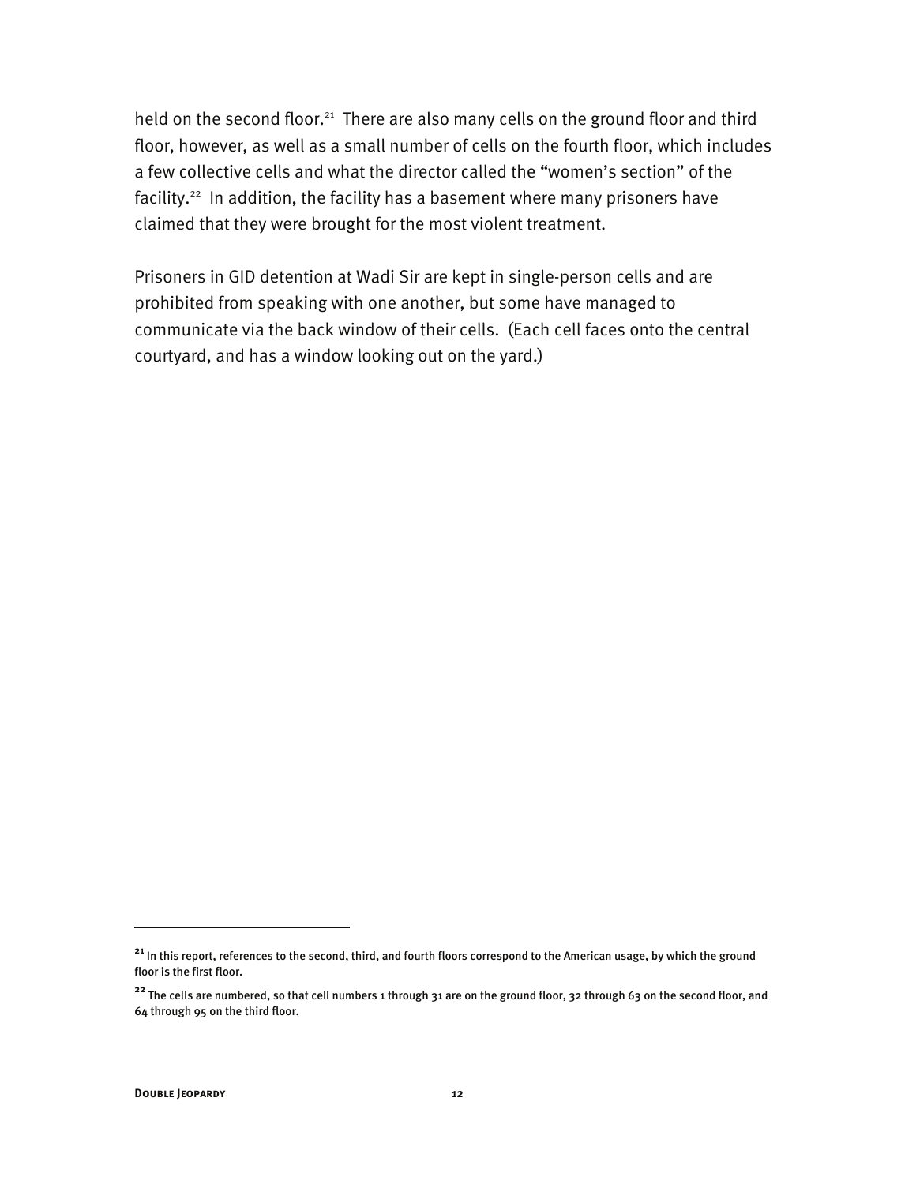held on the second floor.[21] There are also many cells on the ground floor and third floor, however, as well as a small number of cells on the fourth floor, which includes a few collective cells and what the director called the "women's section" of the facility.[22] In addition, the facility has a basement where many prisoners have claimed that they were brought for the most violent treatment.

Prisoners in GID detention at Wadi Sir are kept in single-person cells and are prohibited from speaking with one another, but some have managed to communicate via the back window of their cells. (Each cell faces onto the central courtyard, and has a window looking out on the yard.)

---

[21] In this report, references to the second, third, and fourth floors correspond to the American usage, by which the ground floor is the first floor.

[22] The cells are numbered, so that cell numbers 1 through 31 are on the ground floor, 32 through 63 on the second floor, and 64 through 95 on the third floor.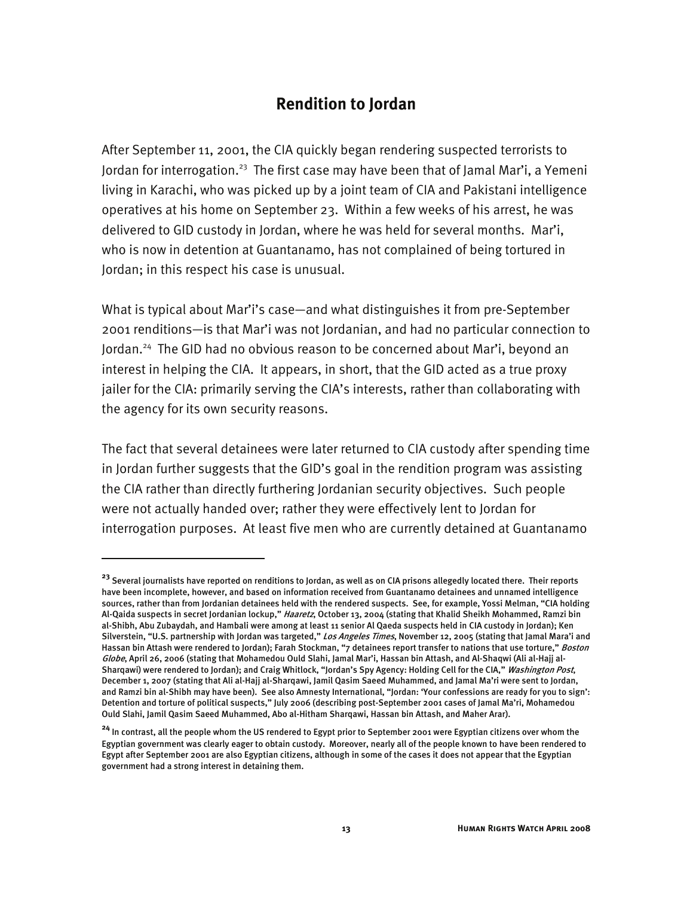## Rendition to Jordan

After September 11, 2001, the CIA quickly began rendering suspected terrorists to Jordan for interrogation.[23] The first case may have been that of Jamal Mar'i, a Yemeni living in Karachi, who was picked up by a joint team of CIA and Pakistani intelligence operatives at his home on September 23. Within a few weeks of his arrest, he was delivered to GID custody in Jordan, where he was held for several months. Mar'i, who is now in detention at Guantanamo, has not complained of being tortured in Jordan; in this respect his case is unusual.

What is typical about Mar'i's case—and what distinguishes it from pre-September 2001 renditions—is that Mar'i was not Jordanian, and had no particular connection to Jordan.[24] The GID had no obvious reason to be concerned about Mar'i, beyond an interest in helping the CIA. It appears, in short, that the GID acted as a true proxy jailer for the CIA: primarily serving the CIA's interests, rather than collaborating with the agency for its own security reasons.

The fact that several detainees were later returned to CIA custody after spending time in Jordan further suggests that the GID's goal in the rendition program was assisting the CIA rather than directly furthering Jordanian security objectives. Such people were not actually handed over; rather they were effectively lent to Jordan for interrogation purposes. At least five men who are currently detained at Guantanamo

---

[23] Several journalists have reported on renditions to Jordan, as well as on CIA prisons allegedly located there. Their reports have been incomplete, however, and based on information received from Guantanamo detainees and unnamed intelligence sources, rather than from Jordanian detainees held with the rendered suspects. See, for example, Yossi Melman, "CIA holding Al-Qaida suspects in secret Jordanian lockup," *Haaretz*, October 13, 2004 (stating that Khalid Sheikh Mohammed, Ramzi bin al-Shibh, Abu Zubaydah, and Hambali were among at least 11 senior Al Qaeda suspects held in CIA custody in Jordan); Ken Silverstein, "U.S. partnership with Jordan was targeted," *Los Angeles Times*, November 12, 2005 (stating that Jamal Mara'i and Hassan bin Attash were rendered to Jordan); Farah Stockman, "7 detainees report transfer to nations that use torture," *Boston Globe*, April 26, 2006 (stating that Mohamedou Ould Slahi, Jamal Mar'i, Hassan bin Attash, and Al-Shaqwi (Ali al-Hajj al-Sharqawi) were rendered to Jordan); and Craig Whitlock, "Jordan's Spy Agency: Holding Cell for the CIA," *Washington Post*, December 1, 2007 (stating that Ali al-Hajj al-Sharqawi, Jamil Qasim Saeed Muhammed, and Jamal Ma'ri were sent to Jordan, and Ramzi bin al-Shibh may have been). See also Amnesty International, "Jordan: 'Your confessions are ready for you to sign': Detention and torture of political suspects," July 2006 (describing post-September 2001 cases of Jamal Ma'ri, Mohamedou Ould Slahi, Jamil Qasim Saeed Muhammed, Abo al-Hitham Sharqawi, Hassan bin Attash, and Maher Arar).

[24] In contrast, all the people whom the US rendered to Egypt prior to September 2001 were Egyptian citizens over whom the Egyptian government was clearly eager to obtain custody. Moreover, nearly all of the people known to have been rendered to Egypt after September 2001 are also Egyptian citizens, although in some of the cases it does not appear that the Egyptian government had a strong interest in detaining them.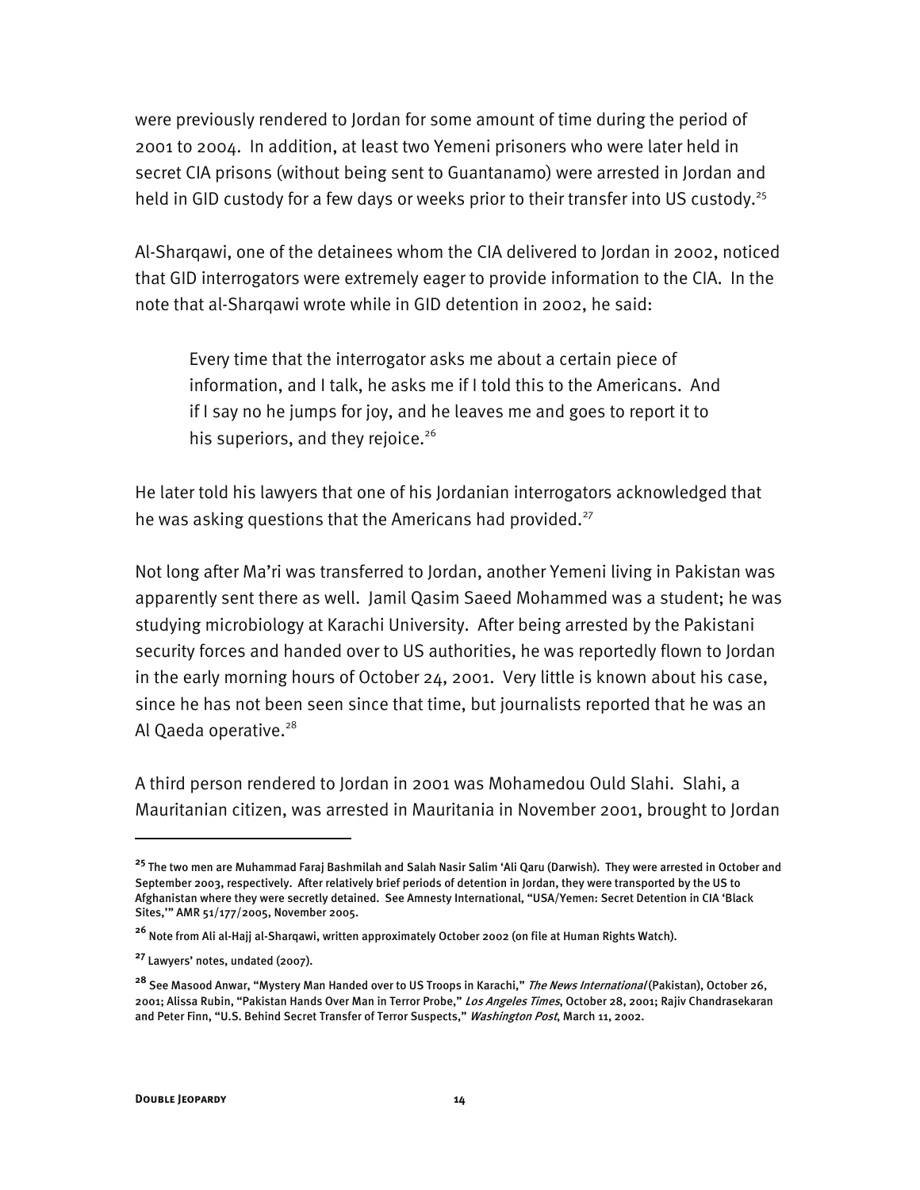were previously rendered to Jordan for some amount of time during the period of 2001 to 2004. In addition, at least two Yemeni prisoners who were later held in secret CIA prisons (without being sent to Guantanamo) were arrested in Jordan and held in GID custody for a few days or weeks prior to their transfer into US custody.[25]

Al-Sharqawi, one of the detainees whom the CIA delivered to Jordan in 2002, noticed that GID interrogators were extremely eager to provide information to the CIA. In the note that al-Sharqawi wrote while in GID detention in 2002, he said:

> Every time that the interrogator asks me about a certain piece of information, and I talk, he asks me if I told this to the Americans. And if I say no he jumps for joy, and he leaves me and goes to report it to his superiors, and they rejoice.[26]

He later told his lawyers that one of his Jordanian interrogators acknowledged that he was asking questions that the Americans had provided.[27]

Not long after Ma'ri was transferred to Jordan, another Yemeni living in Pakistan was apparently sent there as well. Jamil Qasim Saeed Mohammed was a student; he was studying microbiology at Karachi University. After being arrested by the Pakistani security forces and handed over to US authorities, he was reportedly flown to Jordan in the early morning hours of October 24, 2001. Very little is known about his case, since he has not been seen since that time, but journalists reported that he was an Al Qaeda operative.[28]

A third person rendered to Jordan in 2001 was Mohamedou Ould Slahi. Slahi, a Mauritanian citizen, was arrested in Mauritania in November 2001, brought to Jordan

---

[25] The two men are Muhammad Faraj Bashmilah and Salah Nasir Salim 'Ali Qaru (Darwish). They were arrested in October and September 2003, respectively. After relatively brief periods of detention in Jordan, they were transported by the US to Afghanistan where they were secretly detained. See Amnesty International, "USA/Yemen: Secret Detention in CIA 'Black Sites,'" AMR 51/177/2005, November 2005.

[26] Note from Ali al-Hajj al-Sharqawi, written approximately October 2002 (on file at Human Rights Watch).

[27] Lawyers' notes, undated (2007).

[28] See Masood Anwar, "Mystery Man Handed over to US Troops in Karachi," *The News International* (Pakistan), October 26, 2001; Alissa Rubin, "Pakistan Hands Over Man in Terror Probe," *Los Angeles Times*, October 28, 2001; Rajiv Chandrasekaran and Peter Finn, "U.S. Behind Secret Transfer of Terror Suspects," *Washington Post*, March 11, 2002.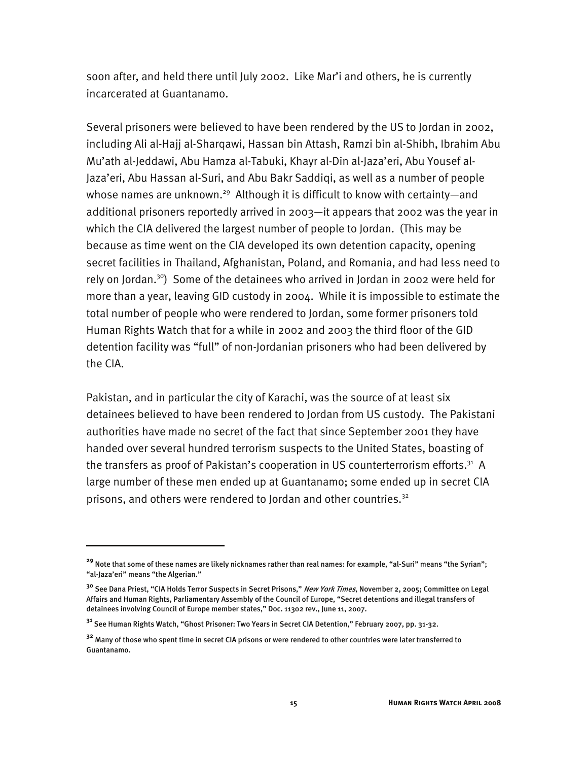soon after, and held there until July 2002. Like Mar'i and others, he is currently incarcerated at Guantanamo.

Several prisoners were believed to have been rendered by the US to Jordan in 2002, including Ali al-Hajj al-Sharqawi, Hassan bin Attash, Ramzi bin al-Shibh, Ibrahim Abu Mu'ath al-Jeddawi, Abu Hamza al-Tabuki, Khayr al-Din al-Jaza'eri, Abu Yousef al-Jaza'eri, Abu Hassan al-Suri, and Abu Bakr Saddiqi, as well as a number of people whose names are unknown.[29] Although it is difficult to know with certainty—and additional prisoners reportedly arrived in 2003—it appears that 2002 was the year in which the CIA delivered the largest number of people to Jordan. (This may be because as time went on the CIA developed its own detention capacity, opening secret facilities in Thailand, Afghanistan, Poland, and Romania, and had less need to rely on Jordan.[30]) Some of the detainees who arrived in Jordan in 2002 were held for more than a year, leaving GID custody in 2004. While it is impossible to estimate the total number of people who were rendered to Jordan, some former prisoners told Human Rights Watch that for a while in 2002 and 2003 the third floor of the GID detention facility was "full" of non-Jordanian prisoners who had been delivered by the CIA.

Pakistan, and in particular the city of Karachi, was the source of at least six detainees believed to have been rendered to Jordan from US custody. The Pakistani authorities have made no secret of the fact that since September 2001 they have handed over several hundred terrorism suspects to the United States, boasting of the transfers as proof of Pakistan's cooperation in US counterterrorism efforts.[31] A large number of these men ended up at Guantanamo; some ended up in secret CIA prisons, and others were rendered to Jordan and other countries.[32]

---

[29] Note that some of these names are likely nicknames rather than real names: for example, "al-Suri" means "the Syrian"; "al-Jaza'eri" means "the Algerian."

[30] See Dana Priest, "CIA Holds Terror Suspects in Secret Prisons," *New York Times*, November 2, 2005; Committee on Legal Affairs and Human Rights, Parliamentary Assembly of the Council of Europe, "Secret detentions and illegal transfers of detainees involving Council of Europe member states," Doc. 11302 rev., June 11, 2007.

[31] See Human Rights Watch, "Ghost Prisoner: Two Years in Secret CIA Detention," February 2007, pp. 31-32.

[32] Many of those who spent time in secret CIA prisons or were rendered to other countries were later transferred to Guantanamo.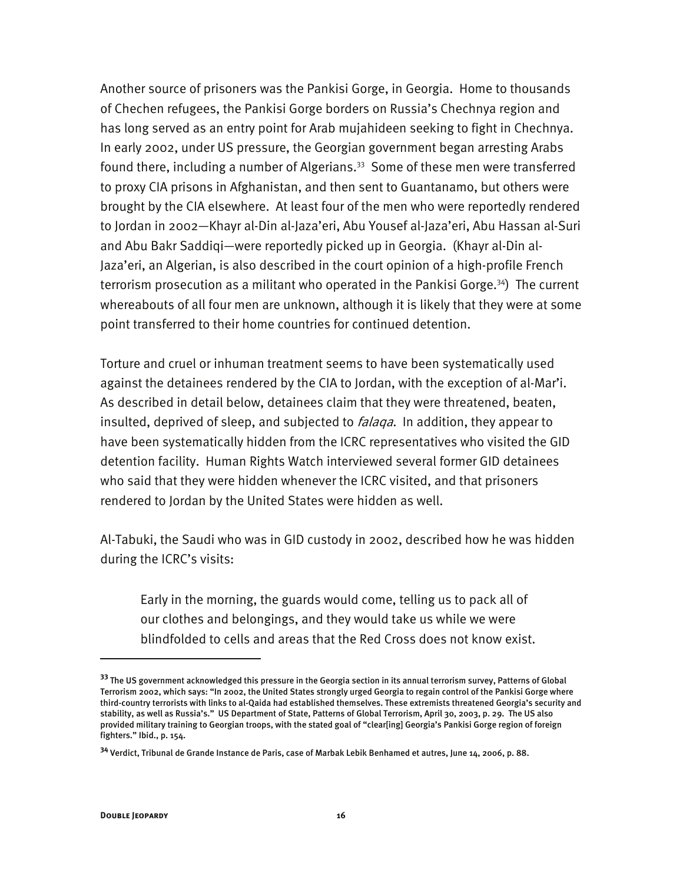Another source of prisoners was the Pankisi Gorge, in Georgia. Home to thousands of Chechen refugees, the Pankisi Gorge borders on Russia's Chechnya region and has long served as an entry point for Arab mujahideen seeking to fight in Chechnya. In early 2002, under US pressure, the Georgian government began arresting Arabs found there, including a number of Algerians.[33] Some of these men were transferred to proxy CIA prisons in Afghanistan, and then sent to Guantanamo, but others were brought by the CIA elsewhere. At least four of the men who were reportedly rendered to Jordan in 2002—Khayr al-Din al-Jaza'eri, Abu Yousef al-Jaza'eri, Abu Hassan al-Suri and Abu Bakr Saddiqi—were reportedly picked up in Georgia. (Khayr al-Din al-Jaza'eri, an Algerian, is also described in the court opinion of a high-profile French terrorism prosecution as a militant who operated in the Pankisi Gorge.[34]) The current whereabouts of all four men are unknown, although it is likely that they were at some point transferred to their home countries for continued detention.

Torture and cruel or inhuman treatment seems to have been systematically used against the detainees rendered by the CIA to Jordan, with the exception of al-Mar'i. As described in detail below, detainees claim that they were threatened, beaten, insulted, deprived of sleep, and subjected to *falaqa*. In addition, they appear to have been systematically hidden from the ICRC representatives who visited the GID detention facility. Human Rights Watch interviewed several former GID detainees who said that they were hidden whenever the ICRC visited, and that prisoners rendered to Jordan by the United States were hidden as well.

Al-Tabuki, the Saudi who was in GID custody in 2002, described how he was hidden during the ICRC's visits:

> Early in the morning, the guards would come, telling us to pack all of our clothes and belongings, and they would take us while we were blindfolded to cells and areas that the Red Cross does not know exist.

---

[33] The US government acknowledged this pressure in the Georgia section in its annual terrorism survey, Patterns of Global Terrorism 2002, which says: "In 2002, the United States strongly urged Georgia to regain control of the Pankisi Gorge where third-country terrorists with links to al-Qaida had established themselves. These extremists threatened Georgia's security and stability, as well as Russia's." US Department of State, Patterns of Global Terrorism, April 30, 2003, p. 29. The US also provided military training to Georgian troops, with the stated goal of "clear[ing] Georgia's Pankisi Gorge region of foreign fighters." Ibid., p. 154.

[34] Verdict, Tribunal de Grande Instance de Paris, case of Marbak Lebik Benhamed et autres, June 14, 2006, p. 88.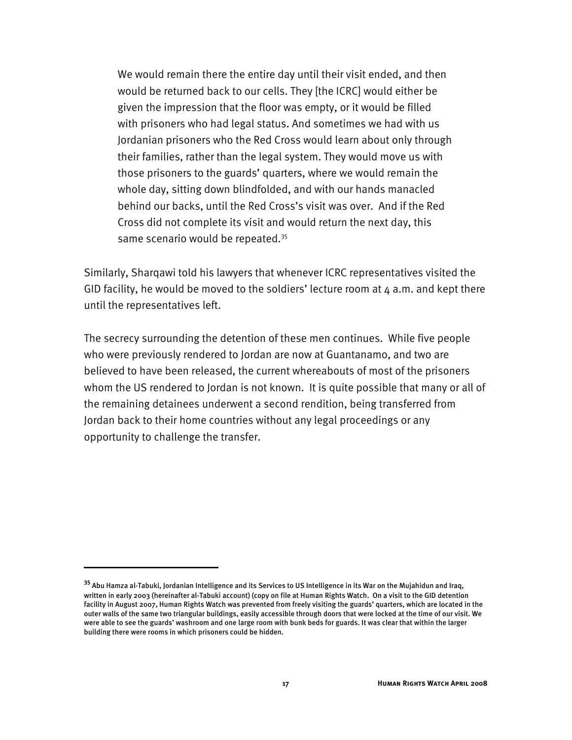> We would remain there the entire day until their visit ended, and then would be returned back to our cells. They [the ICRC] would either be given the impression that the floor was empty, or it would be filled with prisoners who had legal status. And sometimes we had with us Jordanian prisoners who the Red Cross would learn about only through their families, rather than the legal system. They would move us with those prisoners to the guards' quarters, where we would remain the whole day, sitting down blindfolded, and with our hands manacled behind our backs, until the Red Cross's visit was over. And if the Red Cross did not complete its visit and would return the next day, this same scenario would be repeated.[35]

Similarly, Sharqawi told his lawyers that whenever ICRC representatives visited the GID facility, he would be moved to the soldiers' lecture room at 4 a.m. and kept there until the representatives left.

The secrecy surrounding the detention of these men continues. While five people who were previously rendered to Jordan are now at Guantanamo, and two are believed to have been released, the current whereabouts of most of the prisoners whom the US rendered to Jordan is not known. It is quite possible that many or all of the remaining detainees underwent a second rendition, being transferred from Jordan back to their home countries without any legal proceedings or any opportunity to challenge the transfer.

---

[35] Abu Hamza al-Tabuki, Jordanian Intelligence and its Services to US Intelligence in its War on the Mujahidun and Iraq, written in early 2003 (hereinafter al-Tabuki account) (copy on file at Human Rights Watch. On a visit to the GID detention facility in August 2007, Human Rights Watch was prevented from freely visiting the guards' quarters, which are located in the outer walls of the same two triangular buildings, easily accessible through doors that were locked at the time of our visit. We were able to see the guards' washroom and one large room with bunk beds for guards. It was clear that within the larger building there were rooms in which prisoners could be hidden.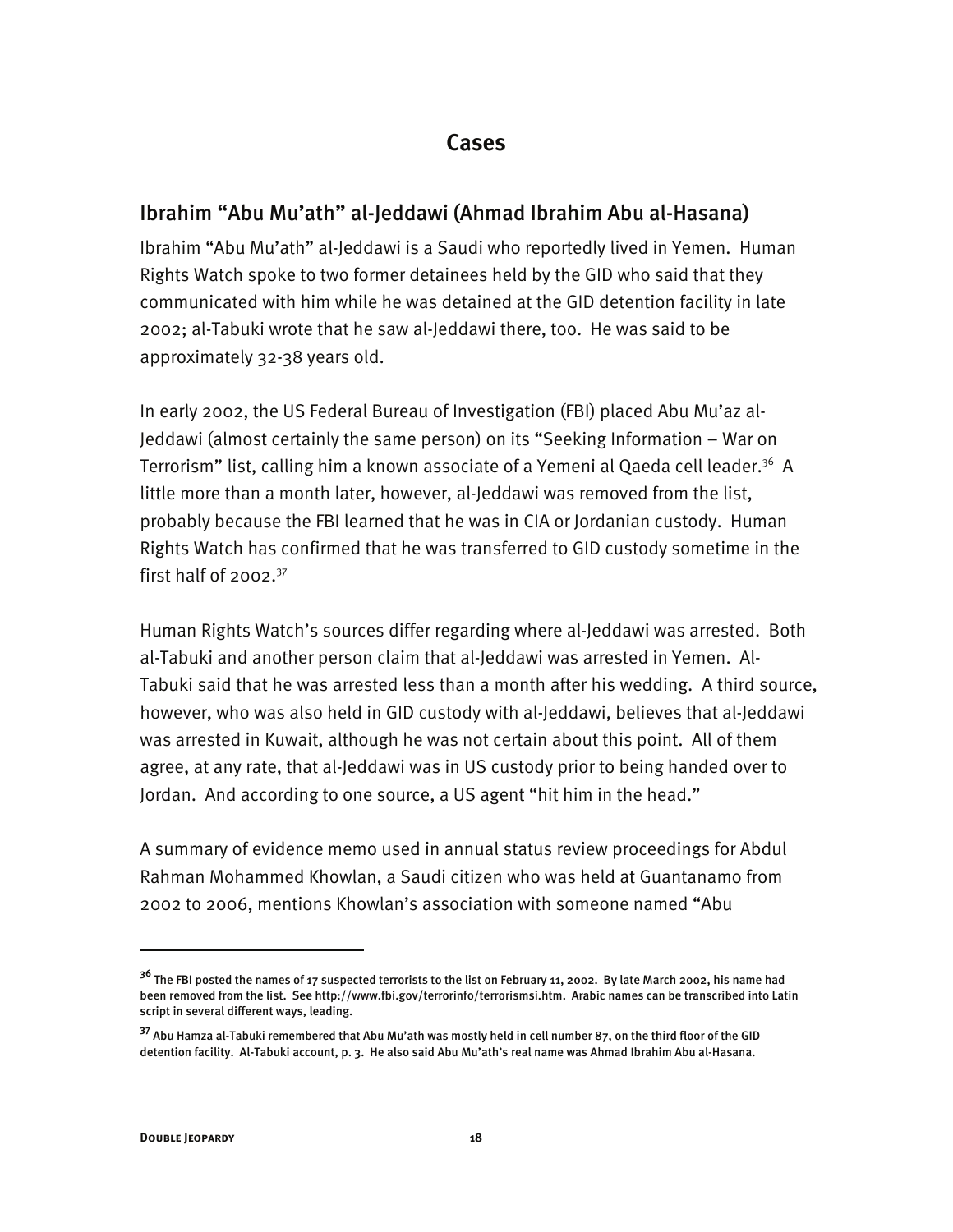# Cases

## Ibrahim "Abu Mu'ath" al-Jeddawi (Ahmad Ibrahim Abu al-Hasana)

Ibrahim "Abu Mu'ath" al-Jeddawi is a Saudi who reportedly lived in Yemen. Human Rights Watch spoke to two former detainees held by the GID who said that they communicated with him while he was detained at the GID detention facility in late 2002; al-Tabuki wrote that he saw al-Jeddawi there, too. He was said to be approximately 32-38 years old.

In early 2002, the US Federal Bureau of Investigation (FBI) placed Abu Mu'az al-Jeddawi (almost certainly the same person) on its "Seeking Information – War on Terrorism" list, calling him a known associate of a Yemeni al Qaeda cell leader.[36] A little more than a month later, however, al-Jeddawi was removed from the list, probably because the FBI learned that he was in CIA or Jordanian custody. Human Rights Watch has confirmed that he was transferred to GID custody sometime in the first half of 2002.[37]

Human Rights Watch's sources differ regarding where al-Jeddawi was arrested. Both al-Tabuki and another person claim that al-Jeddawi was arrested in Yemen. Al-Tabuki said that he was arrested less than a month after his wedding. A third source, however, who was also held in GID custody with al-Jeddawi, believes that al-Jeddawi was arrested in Kuwait, although he was not certain about this point. All of them agree, at any rate, that al-Jeddawi was in US custody prior to being handed over to Jordan. And according to one source, a US agent "hit him in the head."

A summary of evidence memo used in annual status review proceedings for Abdul Rahman Mohammed Khowlan, a Saudi citizen who was held at Guantanamo from 2002 to 2006, mentions Khowlan's association with someone named "Abu

---

[36] The FBI posted the names of 17 suspected terrorists to the list on February 11, 2002. By late March 2002, his name had been removed from the list. See http://www.fbi.gov/terrorinfo/terrorismsi.htm. Arabic names can be transcribed into Latin script in several different ways, leading.

[37] Abu Hamza al-Tabuki remembered that Abu Mu'ath was mostly held in cell number 87, on the third floor of the GID detention facility. Al-Tabuki account, p. 3. He also said Abu Mu'ath's real name was Ahmad Ibrahim Abu al-Hasana.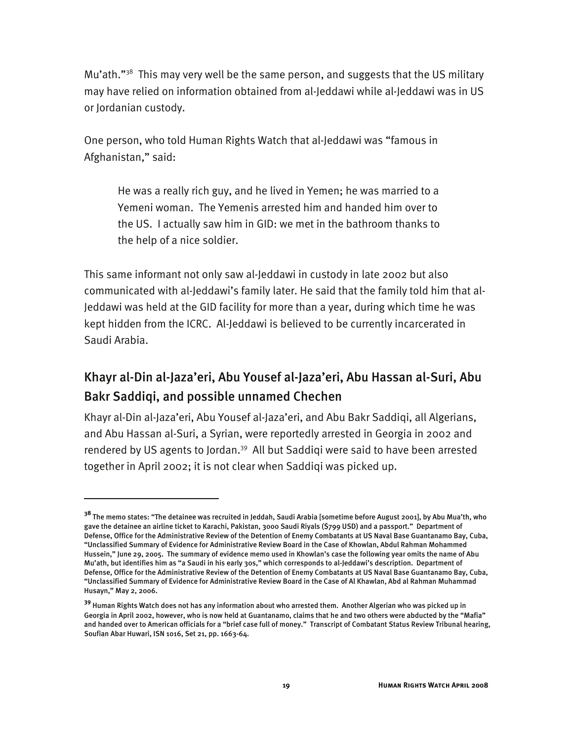Mu'ath."[38] This may very well be the same person, and suggests that the US military may have relied on information obtained from al-Jeddawi while al-Jeddawi was in US or Jordanian custody.

One person, who told Human Rights Watch that al-Jeddawi was "famous in Afghanistan," said:

> He was a really rich guy, and he lived in Yemen; he was married to a Yemeni woman. The Yemenis arrested him and handed him over to the US. I actually saw him in GID: we met in the bathroom thanks to the help of a nice soldier.

This same informant not only saw al-Jeddawi in custody in late 2002 but also communicated with al-Jeddawi's family later. He said that the family told him that al-Jeddawi was held at the GID facility for more than a year, during which time he was kept hidden from the ICRC. Al-Jeddawi is believed to be currently incarcerated in Saudi Arabia.

## Khayr al-Din al-Jaza'eri, Abu Yousef al-Jaza'eri, Abu Hassan al-Suri, Abu Bakr Saddiqi, and possible unnamed Chechen

Khayr al-Din al-Jaza'eri, Abu Yousef al-Jaza'eri, and Abu Bakr Saddiqi, all Algerians, and Abu Hassan al-Suri, a Syrian, were reportedly arrested in Georgia in 2002 and rendered by US agents to Jordan.[39] All but Saddiqi were said to have been arrested together in April 2002; it is not clear when Saddiqi was picked up.

---

[38] The memo states: "The detainee was recruited in Jeddah, Saudi Arabia [sometime before August 2001], by Abu Mua'th, who gave the detainee an airline ticket to Karachi, Pakistan, 3000 Saudi Riyals ($799 USD) and a passport." Department of Defense, Office for the Administrative Review of the Detention of Enemy Combatants at US Naval Base Guantanamo Bay, Cuba, "Unclassified Summary of Evidence for Administrative Review Board in the Case of Khowlan, Abdul Rahman Mohammed Hussein," June 29, 2005. The summary of evidence memo used in Khowlan's case the following year omits the name of Abu Mu'ath, but identifies him as "a Saudi in his early 30s," which corresponds to al-Jeddawi's description. Department of Defense, Office for the Administrative Review of the Detention of Enemy Combatants at US Naval Base Guantanamo Bay, Cuba, "Unclassified Summary of Evidence for Administrative Review Board in the Case of Al Khawlan, Abd al Rahman Muhammad Husayn," May 2, 2006.

[39] Human Rights Watch does not has any information about who arrested them. Another Algerian who was picked up in Georgia in April 2002, however, who is now held at Guantanamo, claims that he and two others were abducted by the "Mafia" and handed over to American officials for a "brief case full of money." Transcript of Combatant Status Review Tribunal hearing, Soufian Abar Huwari, ISN 1016, Set 21, pp. 1663-64.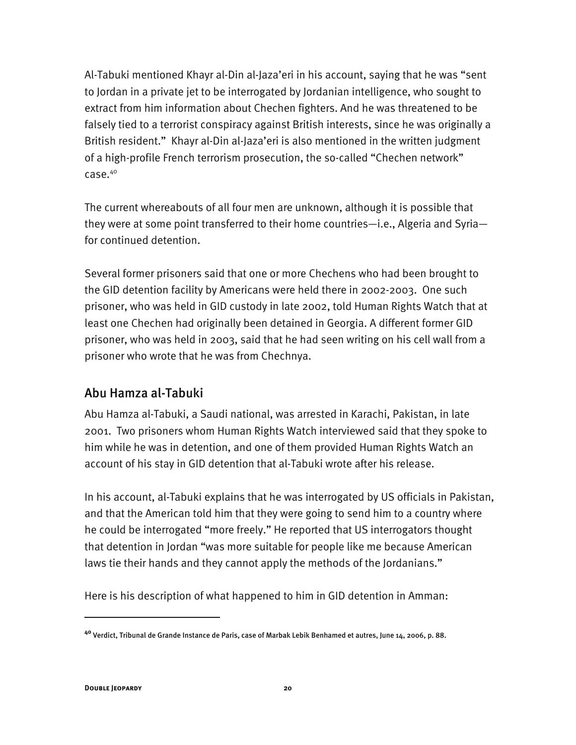Al-Tabuki mentioned Khayr al-Din al-Jaza'eri in his account, saying that he was "sent to Jordan in a private jet to be interrogated by Jordanian intelligence, who sought to extract from him information about Chechen fighters. And he was threatened to be falsely tied to a terrorist conspiracy against British interests, since he was originally a British resident." Khayr al-Din al-Jaza'eri is also mentioned in the written judgment of a high-profile French terrorism prosecution, the so-called "Chechen network" case.[40]

The current whereabouts of all four men are unknown, although it is possible that they were at some point transferred to their home countries—i.e., Algeria and Syria—for continued detention.

Several former prisoners said that one or more Chechens who had been brought to the GID detention facility by Americans were held there in 2002-2003. One such prisoner, who was held in GID custody in late 2002, told Human Rights Watch that at least one Chechen had originally been detained in Georgia. A different former GID prisoner, who was held in 2003, said that he had seen writing on his cell wall from a prisoner who wrote that he was from Chechnya.

## Abu Hamza al-Tabuki

Abu Hamza al-Tabuki, a Saudi national, was arrested in Karachi, Pakistan, in late 2001. Two prisoners whom Human Rights Watch interviewed said that they spoke to him while he was in detention, and one of them provided Human Rights Watch an account of his stay in GID detention that al-Tabuki wrote after his release.

In his account, al-Tabuki explains that he was interrogated by US officials in Pakistan, and that the American told him that they were going to send him to a country where he could be interrogated "more freely." He reported that US interrogators thought that detention in Jordan "was more suitable for people like me because American laws tie their hands and they cannot apply the methods of the Jordanians."

Here is his description of what happened to him in GID detention in Amman:

---

[40] Verdict, Tribunal de Grande Instance de Paris, case of Marbak Lebik Benhamed et autres, June 14, 2006, p. 88.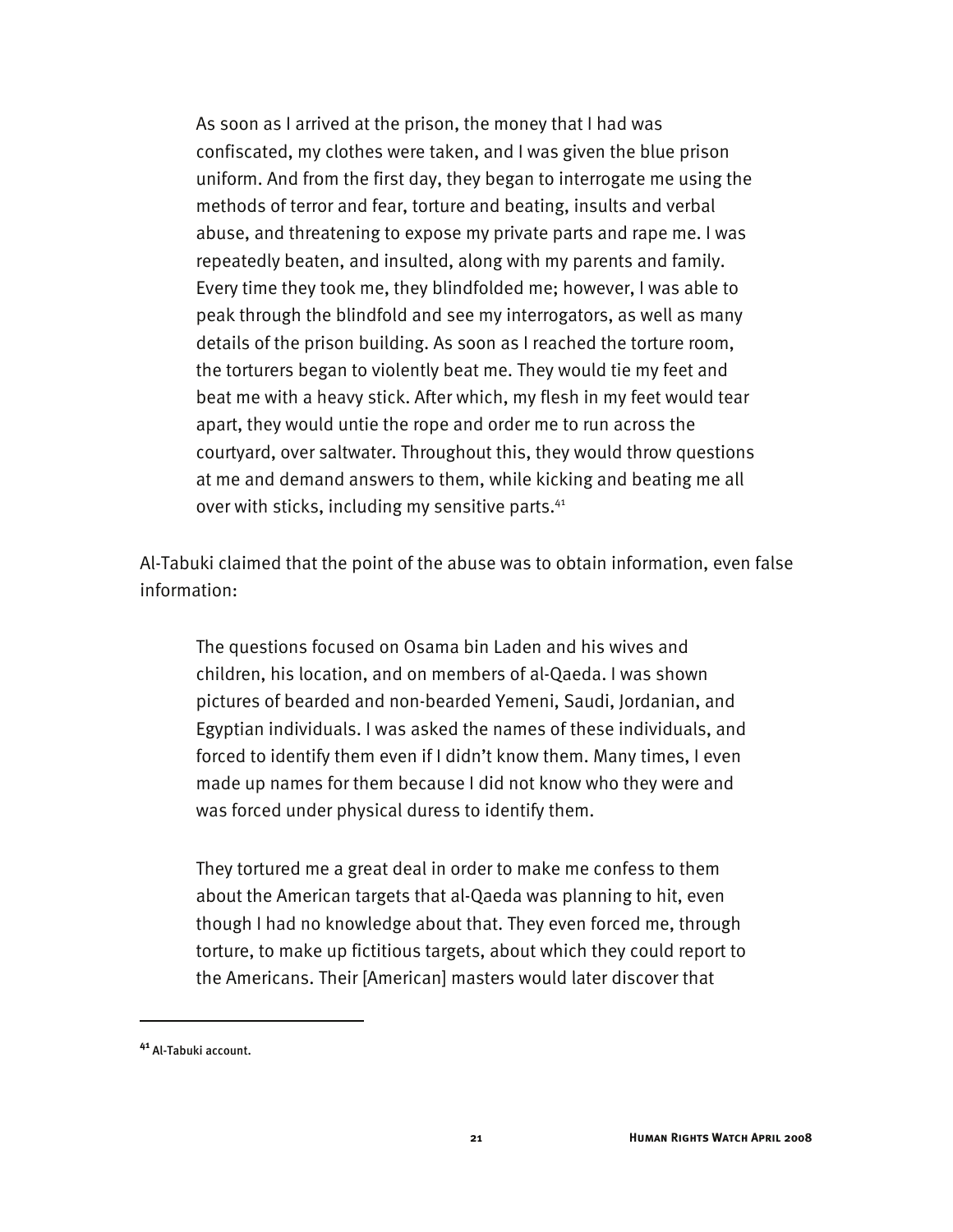> As soon as I arrived at the prison, the money that I had was confiscated, my clothes were taken, and I was given the blue prison uniform. And from the first day, they began to interrogate me using the methods of terror and fear, torture and beating, insults and verbal abuse, and threatening to expose my private parts and rape me. I was repeatedly beaten, and insulted, along with my parents and family. Every time they took me, they blindfolded me; however, I was able to peak through the blindfold and see my interrogators, as well as many details of the prison building. As soon as I reached the torture room, the torturers began to violently beat me. They would tie my feet and beat me with a heavy stick. After which, my flesh in my feet would tear apart, they would untie the rope and order me to run across the courtyard, over saltwater. Throughout this, they would throw questions at me and demand answers to them, while kicking and beating me all over with sticks, including my sensitive parts.[41]

Al-Tabuki claimed that the point of the abuse was to obtain information, even false information:

> The questions focused on Osama bin Laden and his wives and children, his location, and on members of al-Qaeda. I was shown pictures of bearded and non-bearded Yemeni, Saudi, Jordanian, and Egyptian individuals. I was asked the names of these individuals, and forced to identify them even if I didn't know them. Many times, I even made up names for them because I did not know who they were and was forced under physical duress to identify them.
>
> They tortured me a great deal in order to make me confess to them about the American targets that al-Qaeda was planning to hit, even though I had no knowledge about that. They even forced me, through torture, to make up fictitious targets, about which they could report to the Americans. Their [American] masters would later discover that

---

[41] Al-Tabuki account.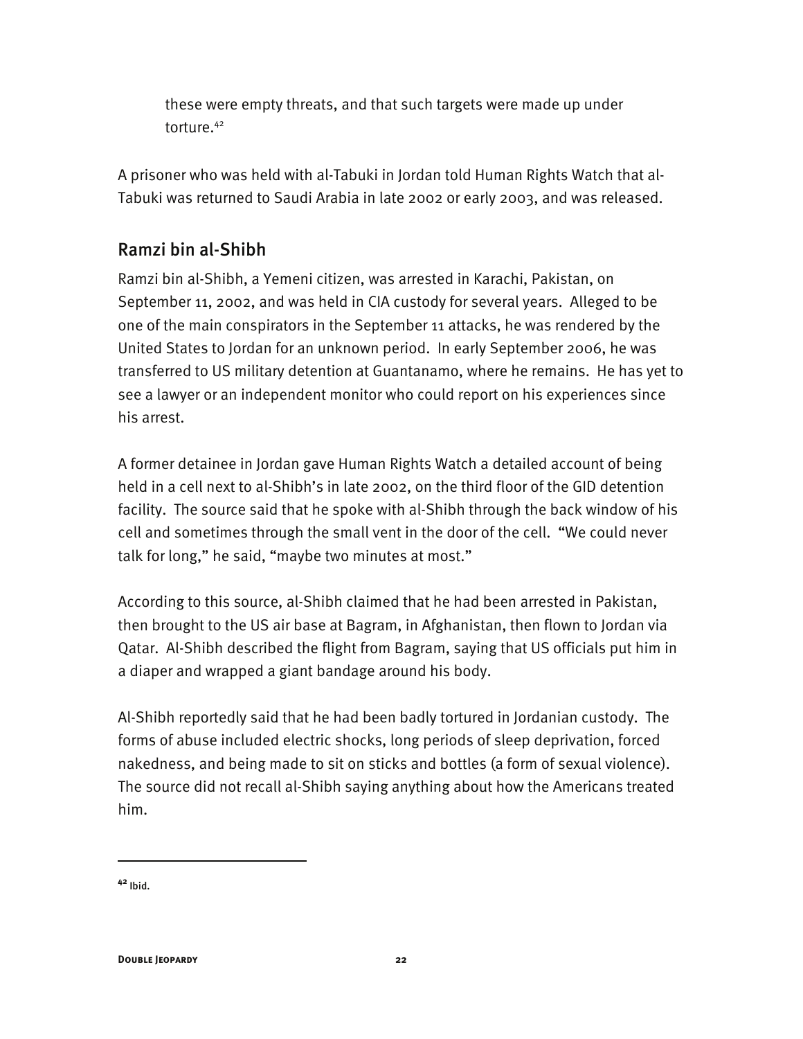these were empty threats, and that such targets were made up under torture.[42]

A prisoner who was held with al-Tabuki in Jordan told Human Rights Watch that al-Tabuki was returned to Saudi Arabia in late 2002 or early 2003, and was released.

## Ramzi bin al-Shibh

Ramzi bin al-Shibh, a Yemeni citizen, was arrested in Karachi, Pakistan, on September 11, 2002, and was held in CIA custody for several years. Alleged to be one of the main conspirators in the September 11 attacks, he was rendered by the United States to Jordan for an unknown period. In early September 2006, he was transferred to US military detention at Guantanamo, where he remains. He has yet to see a lawyer or an independent monitor who could report on his experiences since his arrest.

A former detainee in Jordan gave Human Rights Watch a detailed account of being held in a cell next to al-Shibh's in late 2002, on the third floor of the GID detention facility. The source said that he spoke with al-Shibh through the back window of his cell and sometimes through the small vent in the door of the cell. "We could never talk for long," he said, "maybe two minutes at most."

According to this source, al-Shibh claimed that he had been arrested in Pakistan, then brought to the US air base at Bagram, in Afghanistan, then flown to Jordan via Qatar. Al-Shibh described the flight from Bagram, saying that US officials put him in a diaper and wrapped a giant bandage around his body.

Al-Shibh reportedly said that he had been badly tortured in Jordanian custody. The forms of abuse included electric shocks, long periods of sleep deprivation, forced nakedness, and being made to sit on sticks and bottles (a form of sexual violence). The source did not recall al-Shibh saying anything about how the Americans treated him.

---

[42] Ibid.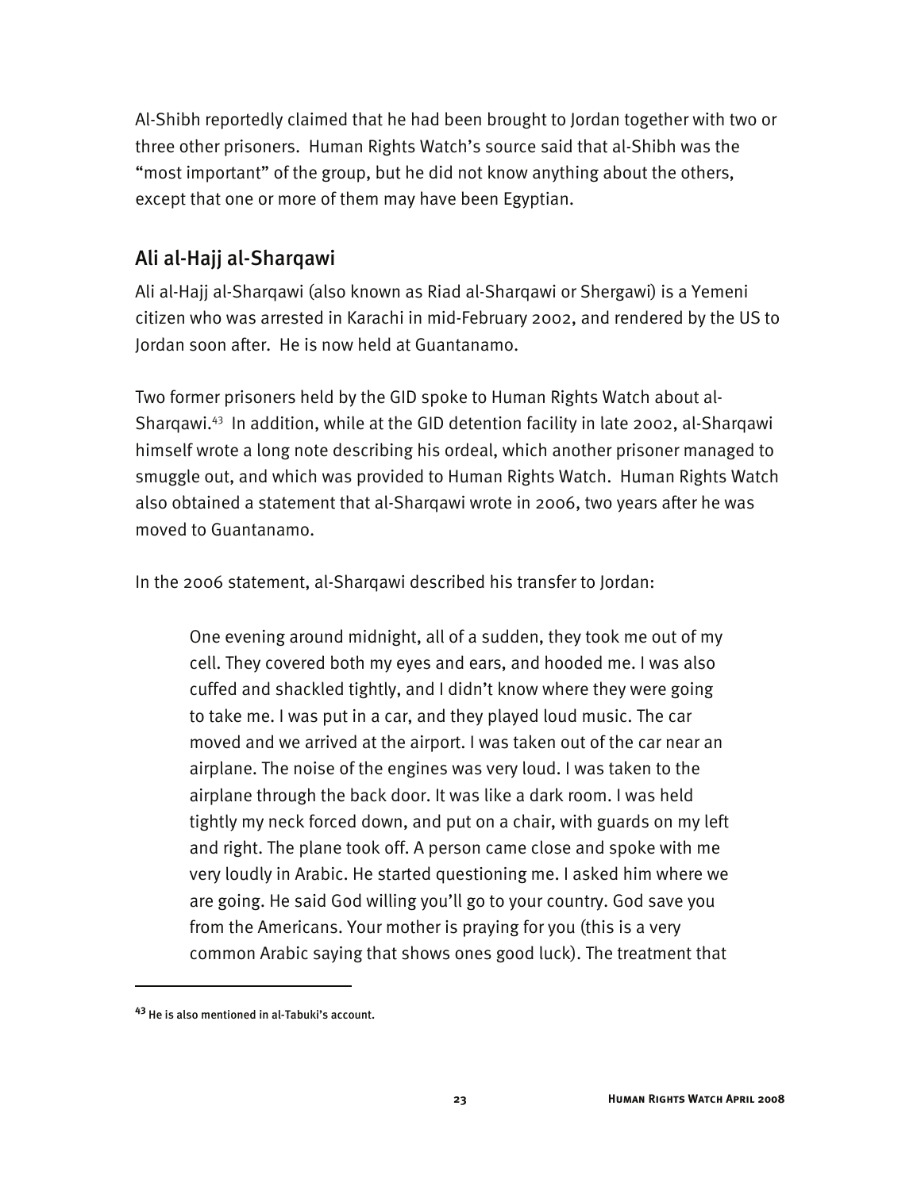Al-Shibh reportedly claimed that he had been brought to Jordan together with two or three other prisoners. Human Rights Watch's source said that al-Shibh was the "most important" of the group, but he did not know anything about the others, except that one or more of them may have been Egyptian.

## Ali al-Hajj al-Sharqawi

Ali al-Hajj al-Sharqawi (also known as Riad al-Sharqawi or Shergawi) is a Yemeni citizen who was arrested in Karachi in mid-February 2002, and rendered by the US to Jordan soon after. He is now held at Guantanamo.

Two former prisoners held by the GID spoke to Human Rights Watch about al-Sharqawi.[43] In addition, while at the GID detention facility in late 2002, al-Sharqawi himself wrote a long note describing his ordeal, which another prisoner managed to smuggle out, and which was provided to Human Rights Watch. Human Rights Watch also obtained a statement that al-Sharqawi wrote in 2006, two years after he was moved to Guantanamo.

In the 2006 statement, al-Sharqawi described his transfer to Jordan:

> One evening around midnight, all of a sudden, they took me out of my cell. They covered both my eyes and ears, and hooded me. I was also cuffed and shackled tightly, and I didn't know where they were going to take me. I was put in a car, and they played loud music. The car moved and we arrived at the airport. I was taken out of the car near an airplane. The noise of the engines was very loud. I was taken to the airplane through the back door. It was like a dark room. I was held tightly my neck forced down, and put on a chair, with guards on my left and right. The plane took off. A person came close and spoke with me very loudly in Arabic. He started questioning me. I asked him where we are going. He said God willing you'll go to your country. God save you from the Americans. Your mother is praying for you (this is a very common Arabic saying that shows ones good luck). The treatment that

[43] He is also mentioned in al-Tabuki's account.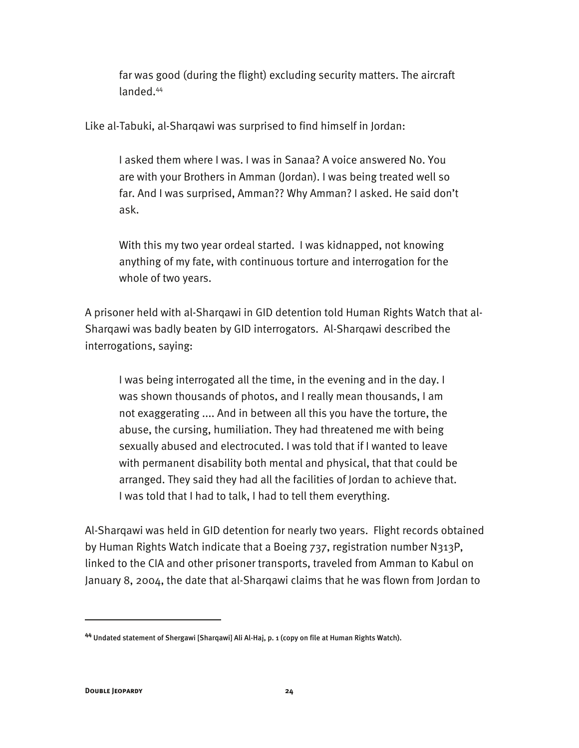> far was good (during the flight) excluding security matters. The aircraft landed.[44]

Like al-Tabuki, al-Sharqawi was surprised to find himself in Jordan:

> I asked them where I was. I was in Sanaa? A voice answered No. You are with your Brothers in Amman (Jordan). I was being treated well so far. And I was surprised, Amman?? Why Amman? I asked. He said don't ask.
>
> With this my two year ordeal started. I was kidnapped, not knowing anything of my fate, with continuous torture and interrogation for the whole of two years.

A prisoner held with al-Sharqawi in GID detention told Human Rights Watch that al-Sharqawi was badly beaten by GID interrogators. Al-Sharqawi described the interrogations, saying:

> I was being interrogated all the time, in the evening and in the day. I was shown thousands of photos, and I really mean thousands, I am not exaggerating .... And in between all this you have the torture, the abuse, the cursing, humiliation. They had threatened me with being sexually abused and electrocuted. I was told that if I wanted to leave with permanent disability both mental and physical, that that could be arranged. They said they had all the facilities of Jordan to achieve that. I was told that I had to talk, I had to tell them everything.

Al-Sharqawi was held in GID detention for nearly two years. Flight records obtained by Human Rights Watch indicate that a Boeing 737, registration number N313P, linked to the CIA and other prisoner transports, traveled from Amman to Kabul on January 8, 2004, the date that al-Sharqawi claims that he was flown from Jordan to

---

[44] Undated statement of Shergawi [Sharqawi] Ali Al-Haj, p. 1 (copy on file at Human Rights Watch).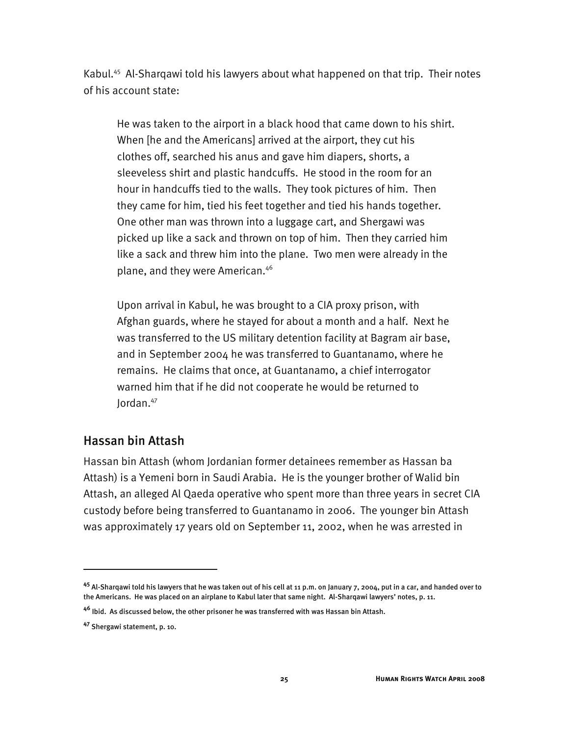Kabul.[45] Al-Sharqawi told his lawyers about what happened on that trip. Their notes of his account state:

> He was taken to the airport in a black hood that came down to his shirt. When [he and the Americans] arrived at the airport, they cut his clothes off, searched his anus and gave him diapers, shorts, a sleeveless shirt and plastic handcuffs. He stood in the room for an hour in handcuffs tied to the walls. They took pictures of him. Then they came for him, tied his feet together and tied his hands together. One other man was thrown into a luggage cart, and Shergawi was picked up like a sack and thrown on top of him. Then they carried him like a sack and threw him into the plane. Two men were already in the plane, and they were American.[46]
>
> Upon arrival in Kabul, he was brought to a CIA proxy prison, with Afghan guards, where he stayed for about a month and a half. Next he was transferred to the US military detention facility at Bagram air base, and in September 2004 he was transferred to Guantanamo, where he remains. He claims that once, at Guantanamo, a chief interrogator warned him that if he did not cooperate he would be returned to Jordan.[47]

## Hassan bin Attash

Hassan bin Attash (whom Jordanian former detainees remember as Hassan ba Attash) is a Yemeni born in Saudi Arabia. He is the younger brother of Walid bin Attash, an alleged Al Qaeda operative who spent more than three years in secret CIA custody before being transferred to Guantanamo in 2006. The younger bin Attash was approximately 17 years old on September 11, 2002, when he was arrested in

---

[45] Al-Sharqawi told his lawyers that he was taken out of his cell at 11 p.m. on January 7, 2004, put in a car, and handed over to the Americans. He was placed on an airplane to Kabul later that same night. Al-Sharqawi lawyers' notes, p. 11.

[46] Ibid. As discussed below, the other prisoner he was transferred with was Hassan bin Attash.

[47] Shergawi statement, p. 10.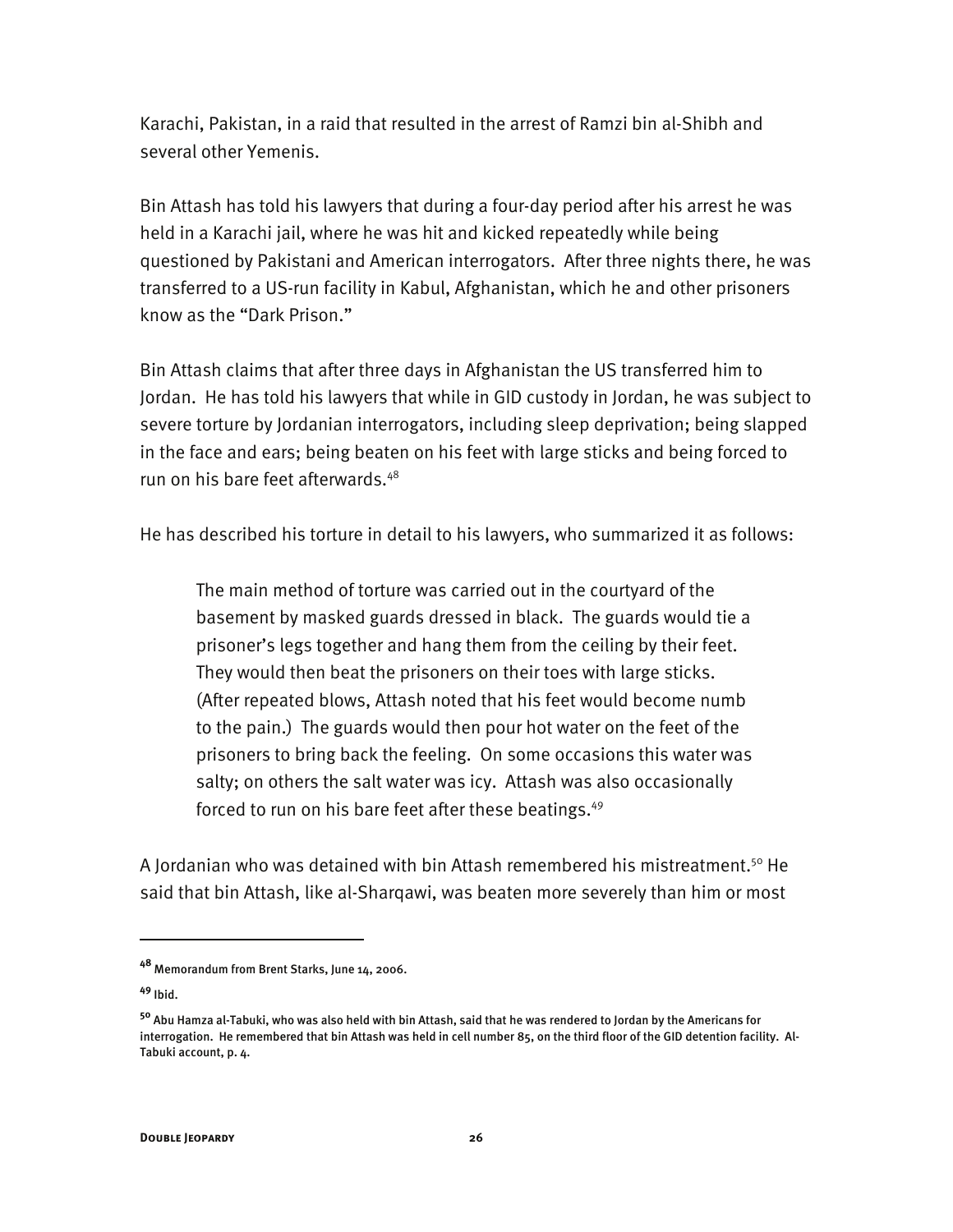Karachi, Pakistan, in a raid that resulted in the arrest of Ramzi bin al-Shibh and several other Yemenis.

Bin Attash has told his lawyers that during a four-day period after his arrest he was held in a Karachi jail, where he was hit and kicked repeatedly while being questioned by Pakistani and American interrogators. After three nights there, he was transferred to a US-run facility in Kabul, Afghanistan, which he and other prisoners know as the "Dark Prison."

Bin Attash claims that after three days in Afghanistan the US transferred him to Jordan. He has told his lawyers that while in GID custody in Jordan, he was subject to severe torture by Jordanian interrogators, including sleep deprivation; being slapped in the face and ears; being beaten on his feet with large sticks and being forced to run on his bare feet afterwards.[48]

He has described his torture in detail to his lawyers, who summarized it as follows:

> The main method of torture was carried out in the courtyard of the basement by masked guards dressed in black. The guards would tie a prisoner's legs together and hang them from the ceiling by their feet. They would then beat the prisoners on their toes with large sticks. (After repeated blows, Attash noted that his feet would become numb to the pain.) The guards would then pour hot water on the feet of the prisoners to bring back the feeling. On some occasions this water was salty; on others the salt water was icy. Attash was also occasionally forced to run on his bare feet after these beatings.[49]

A Jordanian who was detained with bin Attash remembered his mistreatment.[50] He said that bin Attash, like al-Sharqawi, was beaten more severely than him or most

---

[48] Memorandum from Brent Starks, June 14, 2006.

[49] Ibid.

[50] Abu Hamza al-Tabuki, who was also held with bin Attash, said that he was rendered to Jordan by the Americans for interrogation. He remembered that bin Attash was held in cell number 85, on the third floor of the GID detention facility. Al-Tabuki account, p. 4.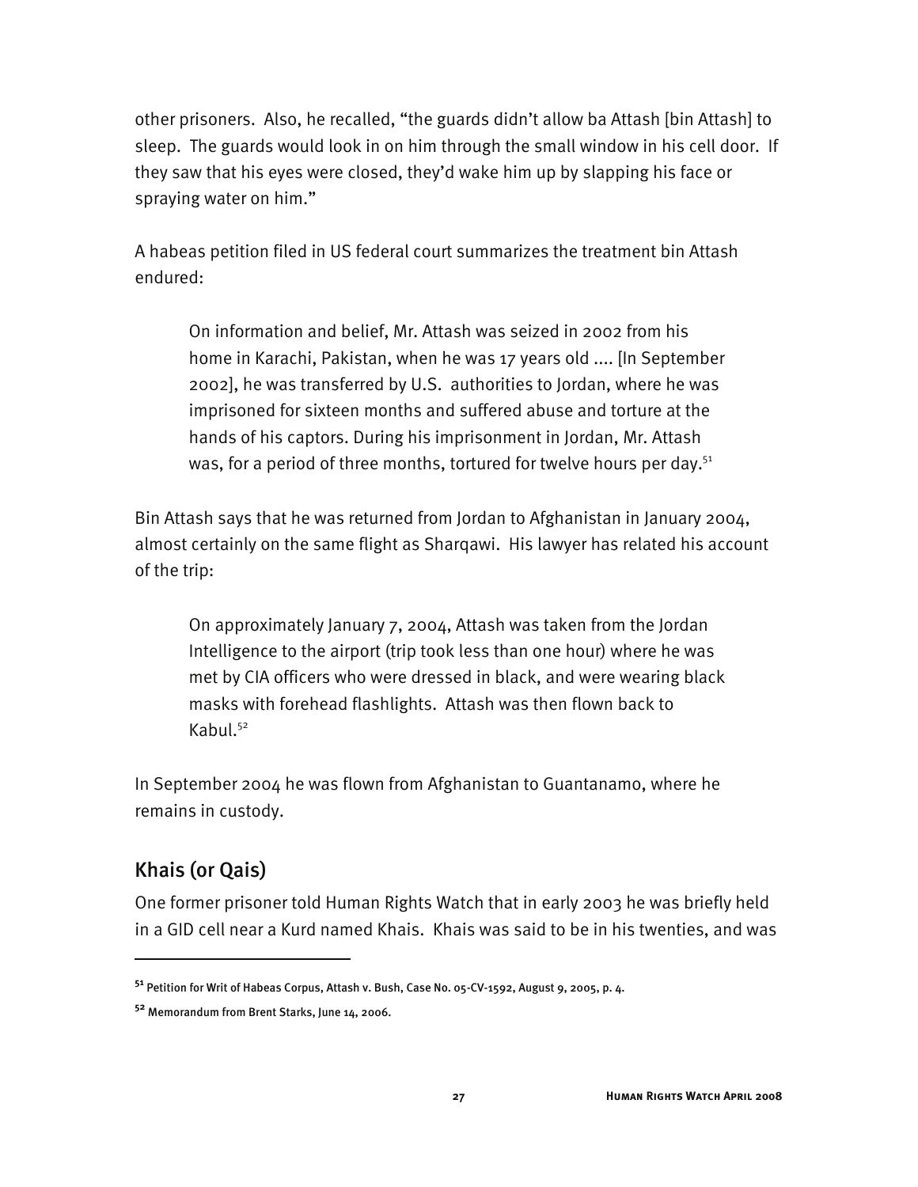other prisoners. Also, he recalled, "the guards didn't allow ba Attash [bin Attash] to sleep. The guards would look in on him through the small window in his cell door. If they saw that his eyes were closed, they'd wake him up by slapping his face or spraying water on him."

A habeas petition filed in US federal court summarizes the treatment bin Attash endured:

> On information and belief, Mr. Attash was seized in 2002 from his home in Karachi, Pakistan, when he was 17 years old .... [In September 2002], he was transferred by U.S. authorities to Jordan, where he was imprisoned for sixteen months and suffered abuse and torture at the hands of his captors. During his imprisonment in Jordan, Mr. Attash was, for a period of three months, tortured for twelve hours per day.[51]

Bin Attash says that he was returned from Jordan to Afghanistan in January 2004, almost certainly on the same flight as Sharqawi. His lawyer has related his account of the trip:

> On approximately January 7, 2004, Attash was taken from the Jordan Intelligence to the airport (trip took less than one hour) where he was met by CIA officers who were dressed in black, and were wearing black masks with forehead flashlights. Attash was then flown back to Kabul.[52]

In September 2004 he was flown from Afghanistan to Guantanamo, where he remains in custody.

## Khais (or Qais)

One former prisoner told Human Rights Watch that in early 2003 he was briefly held in a GID cell near a Kurd named Khais. Khais was said to be in his twenties, and was

---

[51] Petition for Writ of Habeas Corpus, Attash v. Bush, Case No. 05-CV-1592, August 9, 2005, p. 4.

[52] Memorandum from Brent Starks, June 14, 2006.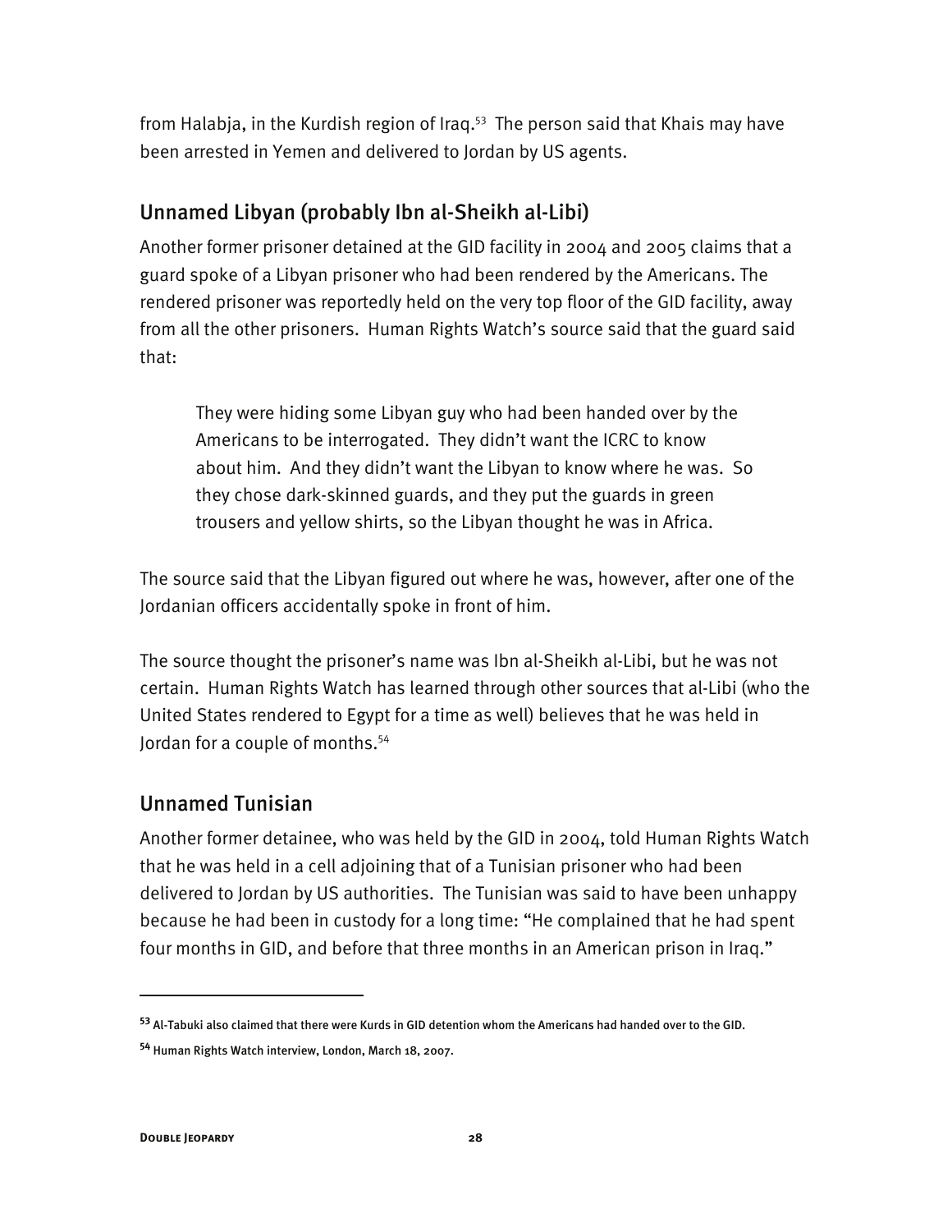from Halabja, in the Kurdish region of Iraq.[53] The person said that Khais may have been arrested in Yemen and delivered to Jordan by US agents.

## Unnamed Libyan (probably Ibn al-Sheikh al-Libi)

Another former prisoner detained at the GID facility in 2004 and 2005 claims that a guard spoke of a Libyan prisoner who had been rendered by the Americans. The rendered prisoner was reportedly held on the very top floor of the GID facility, away from all the other prisoners. Human Rights Watch's source said that the guard said that:

> They were hiding some Libyan guy who had been handed over by the Americans to be interrogated. They didn't want the ICRC to know about him. And they didn't want the Libyan to know where he was. So they chose dark-skinned guards, and they put the guards in green trousers and yellow shirts, so the Libyan thought he was in Africa.

The source said that the Libyan figured out where he was, however, after one of the Jordanian officers accidentally spoke in front of him.

The source thought the prisoner's name was Ibn al-Sheikh al-Libi, but he was not certain. Human Rights Watch has learned through other sources that al-Libi (who the United States rendered to Egypt for a time as well) believes that he was held in Jordan for a couple of months.[54]

## Unnamed Tunisian

Another former detainee, who was held by the GID in 2004, told Human Rights Watch that he was held in a cell adjoining that of a Tunisian prisoner who had been delivered to Jordan by US authorities. The Tunisian was said to have been unhappy because he had been in custody for a long time: "He complained that he had spent four months in GID, and before that three months in an American prison in Iraq."

---

[53] Al-Tabuki also claimed that there were Kurds in GID detention whom the Americans had handed over to the GID.

[54] Human Rights Watch interview, London, March 18, 2007.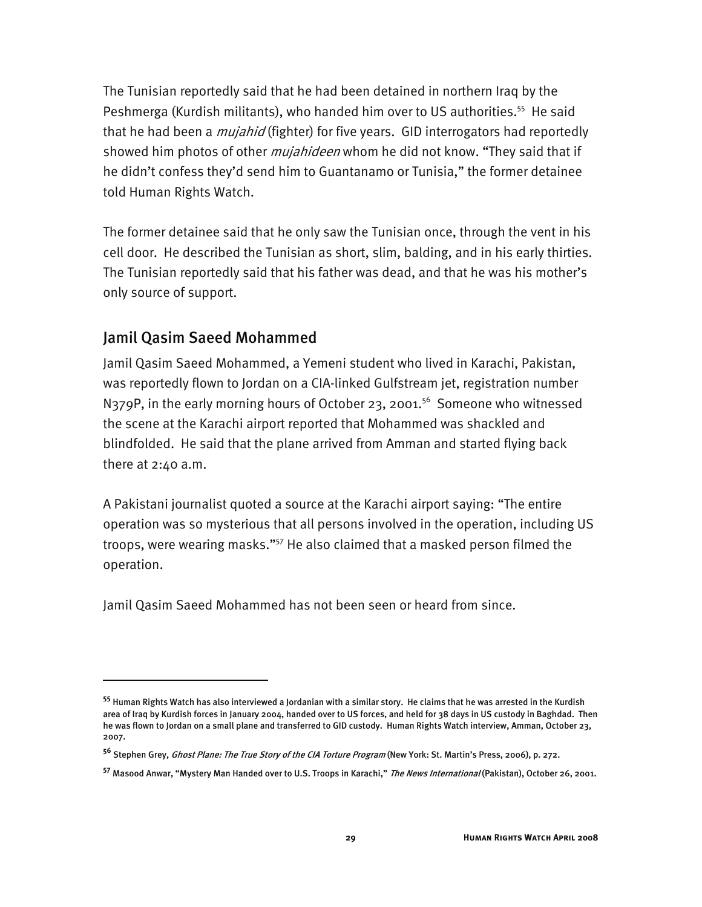The Tunisian reportedly said that he had been detained in northern Iraq by the Peshmerga (Kurdish militants), who handed him over to US authorities.[55] He said that he had been a *mujahid* (fighter) for five years. GID interrogators had reportedly showed him photos of other *mujahideen* whom he did not know. "They said that if he didn't confess they'd send him to Guantanamo or Tunisia," the former detainee told Human Rights Watch.

The former detainee said that he only saw the Tunisian once, through the vent in his cell door. He described the Tunisian as short, slim, balding, and in his early thirties. The Tunisian reportedly said that his father was dead, and that he was his mother's only source of support.

## Jamil Qasim Saeed Mohammed

Jamil Qasim Saeed Mohammed, a Yemeni student who lived in Karachi, Pakistan, was reportedly flown to Jordan on a CIA-linked Gulfstream jet, registration number N379P, in the early morning hours of October 23, 2001.[56] Someone who witnessed the scene at the Karachi airport reported that Mohammed was shackled and blindfolded. He said that the plane arrived from Amman and started flying back there at 2:40 a.m.

A Pakistani journalist quoted a source at the Karachi airport saying: "The entire operation was so mysterious that all persons involved in the operation, including US troops, were wearing masks."[57] He also claimed that a masked person filmed the operation.

Jamil Qasim Saeed Mohammed has not been seen or heard from since.

---

[55] Human Rights Watch has also interviewed a Jordanian with a similar story. He claims that he was arrested in the Kurdish area of Iraq by Kurdish forces in January 2004, handed over to US forces, and held for 38 days in US custody in Baghdad. Then he was flown to Jordan on a small plane and transferred to GID custody. Human Rights Watch interview, Amman, October 23, 2007.

[56] Stephen Grey, *Ghost Plane: The True Story of the CIA Torture Program* (New York: St. Martin's Press, 2006), p. 272.

[57] Masood Anwar, "Mystery Man Handed over to U.S. Troops in Karachi," *The News International* (Pakistan), October 26, 2001.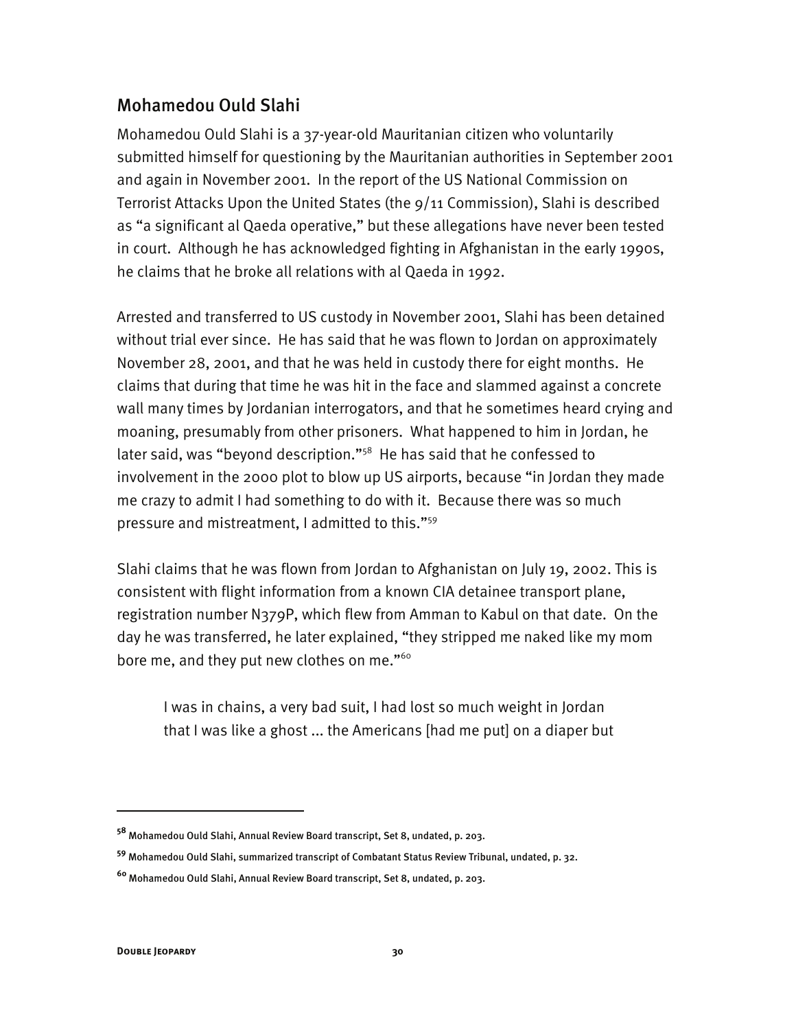## Mohamedou Ould Slahi

Mohamedou Ould Slahi is a 37-year-old Mauritanian citizen who voluntarily submitted himself for questioning by the Mauritanian authorities in September 2001 and again in November 2001. In the report of the US National Commission on Terrorist Attacks Upon the United States (the 9/11 Commission), Slahi is described as "a significant al Qaeda operative," but these allegations have never been tested in court. Although he has acknowledged fighting in Afghanistan in the early 1990s, he claims that he broke all relations with al Qaeda in 1992.

Arrested and transferred to US custody in November 2001, Slahi has been detained without trial ever since. He has said that he was flown to Jordan on approximately November 28, 2001, and that he was held in custody there for eight months. He claims that during that time he was hit in the face and slammed against a concrete wall many times by Jordanian interrogators, and that he sometimes heard crying and moaning, presumably from other prisoners. What happened to him in Jordan, he later said, was "beyond description."[58] He has said that he confessed to involvement in the 2000 plot to blow up US airports, because "in Jordan they made me crazy to admit I had something to do with it. Because there was so much pressure and mistreatment, I admitted to this."[59]

Slahi claims that he was flown from Jordan to Afghanistan on July 19, 2002. This is consistent with flight information from a known CIA detainee transport plane, registration number N379P, which flew from Amman to Kabul on that date. On the day he was transferred, he later explained, "they stripped me naked like my mom bore me, and they put new clothes on me."[60]

> I was in chains, a very bad suit, I had lost so much weight in Jordan that I was like a ghost ... the Americans [had me put] on a diaper but

---

[58] Mohamedou Ould Slahi, Annual Review Board transcript, Set 8, undated, p. 203.

[59] Mohamedou Ould Slahi, summarized transcript of Combatant Status Review Tribunal, undated, p. 32.

[60] Mohamedou Ould Slahi, Annual Review Board transcript, Set 8, undated, p. 203.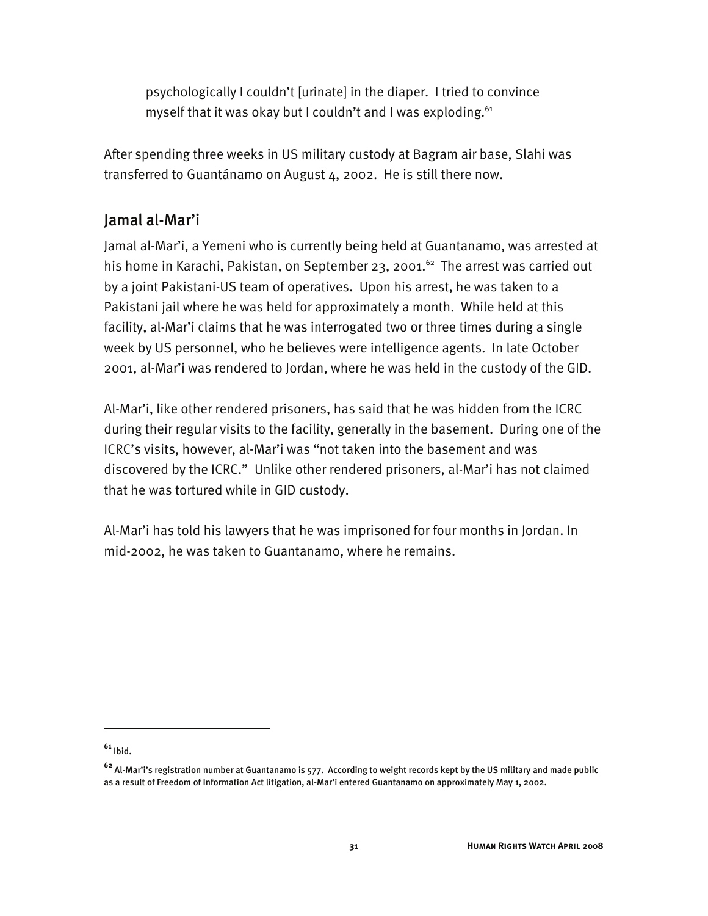> psychologically I couldn't [urinate] in the diaper. I tried to convince myself that it was okay but I couldn't and I was exploding.[61]

After spending three weeks in US military custody at Bagram air base, Slahi was transferred to Guantánamo on August 4, 2002. He is still there now.

## Jamal al-Mar'i

Jamal al-Mar'i, a Yemeni who is currently being held at Guantanamo, was arrested at his home in Karachi, Pakistan, on September 23, 2001.[62] The arrest was carried out by a joint Pakistani-US team of operatives. Upon his arrest, he was taken to a Pakistani jail where he was held for approximately a month. While held at this facility, al-Mar'i claims that he was interrogated two or three times during a single week by US personnel, who he believes were intelligence agents. In late October 2001, al-Mar'i was rendered to Jordan, where he was held in the custody of the GID.

Al-Mar'i, like other rendered prisoners, has said that he was hidden from the ICRC during their regular visits to the facility, generally in the basement. During one of the ICRC's visits, however, al-Mar'i was "not taken into the basement and was discovered by the ICRC." Unlike other rendered prisoners, al-Mar'i has not claimed that he was tortured while in GID custody.

Al-Mar'i has told his lawyers that he was imprisoned for four months in Jordan. In mid-2002, he was taken to Guantanamo, where he remains.

---

[61] Ibid.

[62] Al-Mar'i's registration number at Guantanamo is 577. According to weight records kept by the US military and made public as a result of Freedom of Information Act litigation, al-Mar'i entered Guantanamo on approximately May 1, 2002.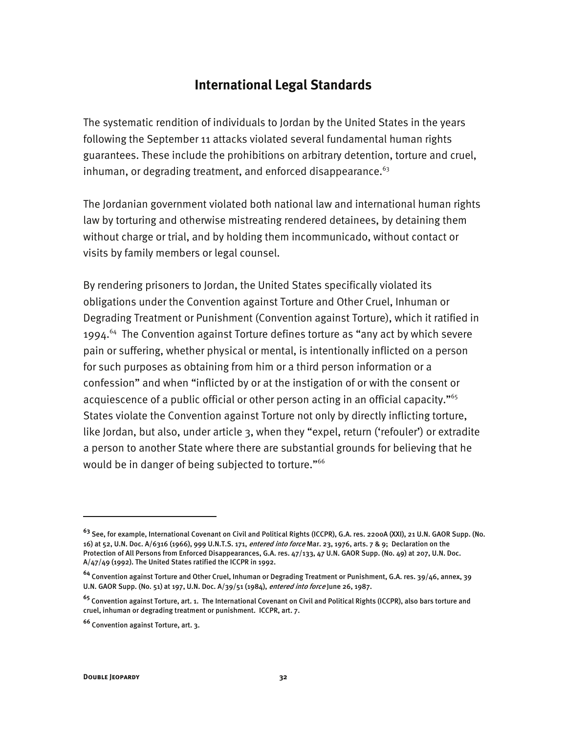## International Legal Standards

The systematic rendition of individuals to Jordan by the United States in the years following the September 11 attacks violated several fundamental human rights guarantees. These include the prohibitions on arbitrary detention, torture and cruel, inhuman, or degrading treatment, and enforced disappearance.[63]

The Jordanian government violated both national law and international human rights law by torturing and otherwise mistreating rendered detainees, by detaining them without charge or trial, and by holding them incommunicado, without contact or visits by family members or legal counsel.

By rendering prisoners to Jordan, the United States specifically violated its obligations under the Convention against Torture and Other Cruel, Inhuman or Degrading Treatment or Punishment (Convention against Torture), which it ratified in 1994.[64] The Convention against Torture defines torture as "any act by which severe pain or suffering, whether physical or mental, is intentionally inflicted on a person for such purposes as obtaining from him or a third person information or a confession" and when "inflicted by or at the instigation of or with the consent or acquiescence of a public official or other person acting in an official capacity."[65] States violate the Convention against Torture not only by directly inflicting torture, like Jordan, but also, under article 3, when they "expel, return ('refouler') or extradite a person to another State where there are substantial grounds for believing that he would be in danger of being subjected to torture."[66]

---

[63] See, for example, International Covenant on Civil and Political Rights (ICCPR), G.A. res. 2200A (XXI), 21 U.N. GAOR Supp. (No. 16) at 52, U.N. Doc. A/6316 (1966), 999 U.N.T.S. 171, *entered into force* Mar. 23, 1976, arts. 7 & 9; Declaration on the Protection of All Persons from Enforced Disappearances, G.A. res. 47/133, 47 U.N. GAOR Supp. (No. 49) at 207, U.N. Doc. A/47/49 (1992). The United States ratified the ICCPR in 1992.

[64] Convention against Torture and Other Cruel, Inhuman or Degrading Treatment or Punishment, G.A. res. 39/46, annex, 39 U.N. GAOR Supp. (No. 51) at 197, U.N. Doc. A/39/51 (1984), *entered into force* June 26, 1987.

[65] Convention against Torture, art. 1. The International Covenant on Civil and Political Rights (ICCPR), also bars torture and cruel, inhuman or degrading treatment or punishment. ICCPR, art. 7.

[66] Convention against Torture, art. 3.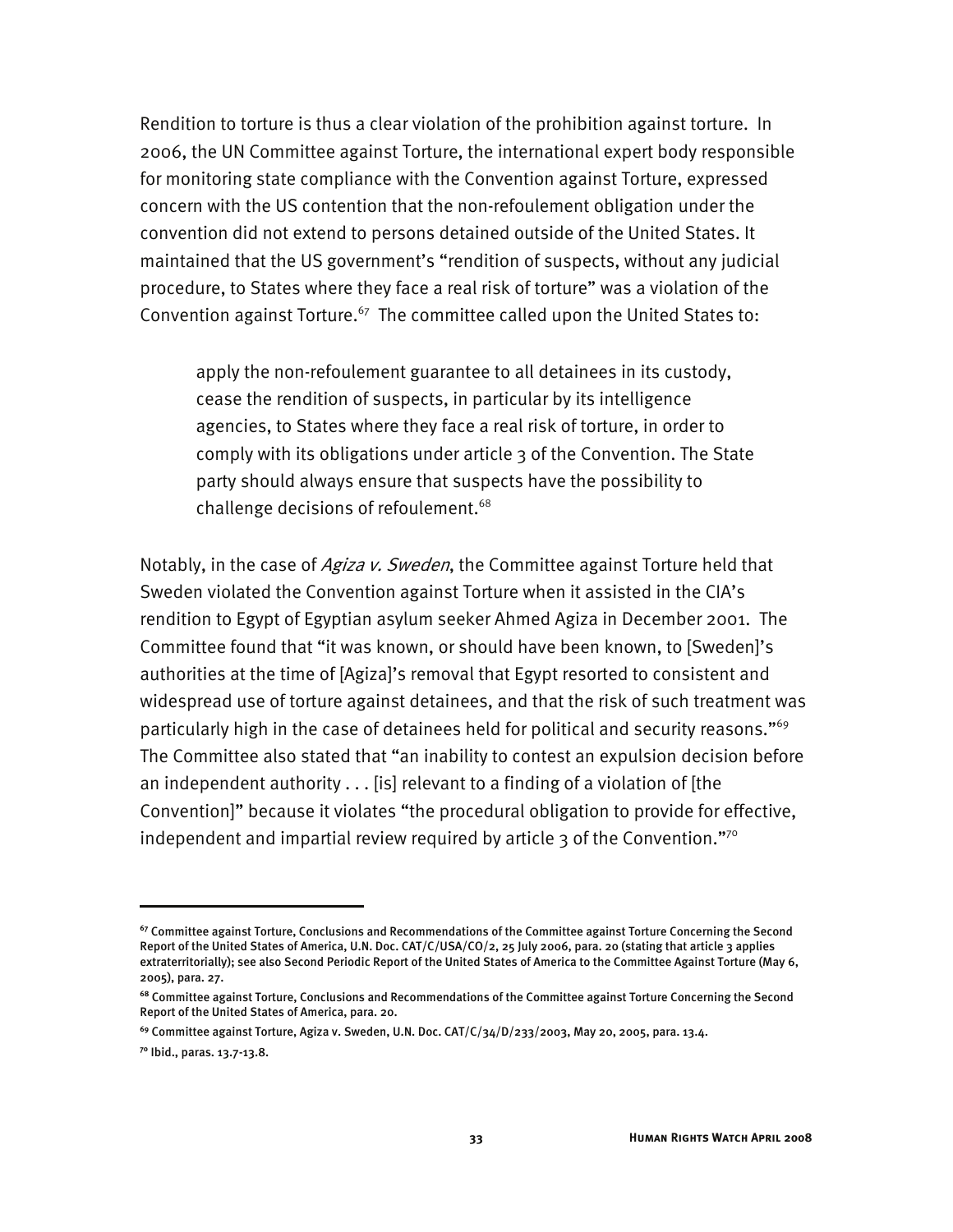Rendition to torture is thus a clear violation of the prohibition against torture. In 2006, the UN Committee against Torture, the international expert body responsible for monitoring state compliance with the Convention against Torture, expressed concern with the US contention that the non-refoulement obligation under the convention did not extend to persons detained outside of the United States. It maintained that the US government's "rendition of suspects, without any judicial procedure, to States where they face a real risk of torture" was a violation of the Convention against Torture.[67] The committee called upon the United States to:

> apply the non-refoulement guarantee to all detainees in its custody, cease the rendition of suspects, in particular by its intelligence agencies, to States where they face a real risk of torture, in order to comply with its obligations under article 3 of the Convention. The State party should always ensure that suspects have the possibility to challenge decisions of refoulement.[68]

Notably, in the case of *Agiza v. Sweden*, the Committee against Torture held that Sweden violated the Convention against Torture when it assisted in the CIA's rendition to Egypt of Egyptian asylum seeker Ahmed Agiza in December 2001. The Committee found that "it was known, or should have been known, to [Sweden]'s authorities at the time of [Agiza]'s removal that Egypt resorted to consistent and widespread use of torture against detainees, and that the risk of such treatment was particularly high in the case of detainees held for political and security reasons."[69] The Committee also stated that "an inability to contest an expulsion decision before an independent authority . . . [is] relevant to a finding of a violation of [the Convention]" because it violates "the procedural obligation to provide for effective, independent and impartial review required by article 3 of the Convention."[70]

---

[67] Committee against Torture, Conclusions and Recommendations of the Committee against Torture Concerning the Second Report of the United States of America, U.N. Doc. CAT/C/USA/CO/2, 25 July 2006, para. 20 (stating that article 3 applies extraterritorially); see also Second Periodic Report of the United States of America to the Committee Against Torture (May 6, 2005), para. 27.

[68] Committee against Torture, Conclusions and Recommendations of the Committee against Torture Concerning the Second Report of the United States of America, para. 20.

[69] Committee against Torture, Agiza v. Sweden, U.N. Doc. CAT/C/34/D/233/2003, May 20, 2005, para. 13.4.

[70] Ibid., paras. 13.7-13.8.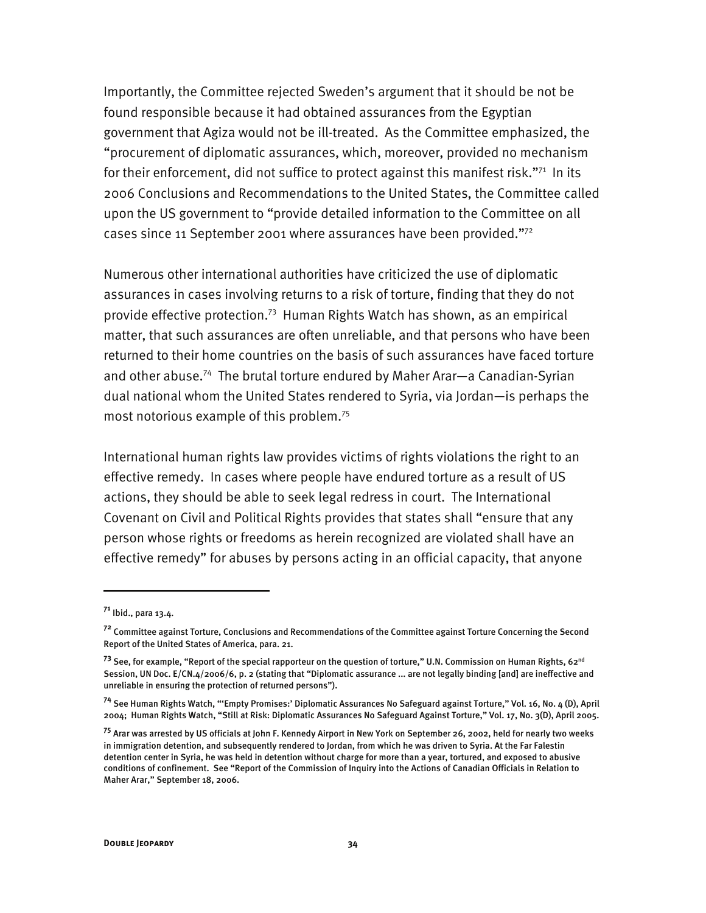Importantly, the Committee rejected Sweden's argument that it should be not be found responsible because it had obtained assurances from the Egyptian government that Agiza would not be ill-treated. As the Committee emphasized, the "procurement of diplomatic assurances, which, moreover, provided no mechanism for their enforcement, did not suffice to protect against this manifest risk."[71] In its 2006 Conclusions and Recommendations to the United States, the Committee called upon the US government to "provide detailed information to the Committee on all cases since 11 September 2001 where assurances have been provided."[72]

Numerous other international authorities have criticized the use of diplomatic assurances in cases involving returns to a risk of torture, finding that they do not provide effective protection.[73] Human Rights Watch has shown, as an empirical matter, that such assurances are often unreliable, and that persons who have been returned to their home countries on the basis of such assurances have faced torture and other abuse.[74] The brutal torture endured by Maher Arar—a Canadian-Syrian dual national whom the United States rendered to Syria, via Jordan—is perhaps the most notorious example of this problem.[75]

International human rights law provides victims of rights violations the right to an effective remedy. In cases where people have endured torture as a result of US actions, they should be able to seek legal redress in court. The International Covenant on Civil and Political Rights provides that states shall "ensure that any person whose rights or freedoms as herein recognized are violated shall have an effective remedy" for abuses by persons acting in an official capacity, that anyone

---

[71] Ibid., para 13.4.

[72] Committee against Torture, Conclusions and Recommendations of the Committee against Torture Concerning the Second Report of the United States of America, para. 21.

[73] See, for example, "Report of the special rapporteur on the question of torture," U.N. Commission on Human Rights, 62nd Session, UN Doc. E/CN.4/2006/6, p. 2 (stating that "Diplomatic assurance ... are not legally binding [and] are ineffective and unreliable in ensuring the protection of returned persons").

[74] See Human Rights Watch, "'Empty Promises:' Diplomatic Assurances No Safeguard against Torture," Vol. 16, No. 4 (D), April 2004; Human Rights Watch, "Still at Risk: Diplomatic Assurances No Safeguard Against Torture," Vol. 17, No. 3(D), April 2005.

[75] Arar was arrested by US officials at John F. Kennedy Airport in New York on September 26, 2002, held for nearly two weeks in immigration detention, and subsequently rendered to Jordan, from which he was driven to Syria. At the Far Falestin detention center in Syria, he was held in detention without charge for more than a year, tortured, and exposed to abusive conditions of confinement. See "Report of the Commission of Inquiry into the Actions of Canadian Officials in Relation to Maher Arar," September 18, 2006.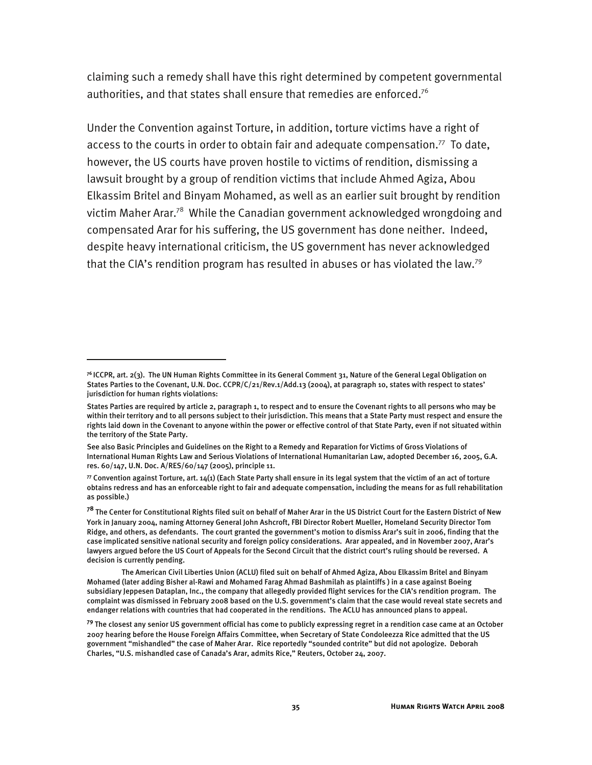claiming such a remedy shall have this right determined by competent governmental authorities, and that states shall ensure that remedies are enforced.[76]

Under the Convention against Torture, in addition, torture victims have a right of access to the courts in order to obtain fair and adequate compensation.[77] To date, however, the US courts have proven hostile to victims of rendition, dismissing a lawsuit brought by a group of rendition victims that include Ahmed Agiza, Abou Elkassim Britel and Binyam Mohamed, as well as an earlier suit brought by rendition victim Maher Arar.[78] While the Canadian government acknowledged wrongdoing and compensated Arar for his suffering, the US government has done neither. Indeed, despite heavy international criticism, the US government has never acknowledged that the CIA's rendition program has resulted in abuses or has violated the law.[79]

---

[76] ICCPR, art. 2(3). The UN Human Rights Committee in its General Comment 31, Nature of the General Legal Obligation on States Parties to the Covenant, U.N. Doc. CCPR/C/21/Rev.1/Add.13 (2004), at paragraph 10, states with respect to states' jurisdiction for human rights violations:

States Parties are required by article 2, paragraph 1, to respect and to ensure the Covenant rights to all persons who may be within their territory and to all persons subject to their jurisdiction. This means that a State Party must respect and ensure the rights laid down in the Covenant to anyone within the power or effective control of that State Party, even if not situated within the territory of the State Party.

See also Basic Principles and Guidelines on the Right to a Remedy and Reparation for Victims of Gross Violations of International Human Rights Law and Serious Violations of International Humanitarian Law, adopted December 16, 2005, G.A. res. 60/147, U.N. Doc. A/RES/60/147 (2005), principle 11.

[77] Convention against Torture, art. 14(1) (Each State Party shall ensure in its legal system that the victim of an act of torture obtains redress and has an enforceable right to fair and adequate compensation, including the means for as full rehabilitation as possible.)

[78] The Center for Constitutional Rights filed suit on behalf of Maher Arar in the US District Court for the Eastern District of New York in January 2004, naming Attorney General John Ashcroft, FBI Director Robert Mueller, Homeland Security Director Tom Ridge, and others, as defendants. The court granted the government's motion to dismiss Arar's suit in 2006, finding that the case implicated sensitive national security and foreign policy considerations. Arar appealed, and in November 2007, Arar's lawyers argued before the US Court of Appeals for the Second Circuit that the district court's ruling should be reversed. A decision is currently pending.

The American Civil Liberties Union (ACLU) filed suit on behalf of Ahmed Agiza, Abou Elkassim Britel and Binyam Mohamed (later adding Bisher al-Rawi and Mohamed Farag Ahmad Bashmilah as plaintiffs ) in a case against Boeing subsidiary Jeppesen Dataplan, Inc., the company that allegedly provided flight services for the CIA's rendition program. The complaint was dismissed in February 2008 based on the U.S. government's claim that the case would reveal state secrets and endanger relations with countries that had cooperated in the renditions. The ACLU has announced plans to appeal.

[79] The closest any senior US government official has come to publicly expressing regret in a rendition case came at an October 2007 hearing before the House Foreign Affairs Committee, when Secretary of State Condoleezza Rice admitted that the US government "mishandled" the case of Maher Arar. Rice reportedly "sounded contrite" but did not apologize. Deborah Charles, "U.S. mishandled case of Canada's Arar, admits Rice," Reuters, October 24, 2007.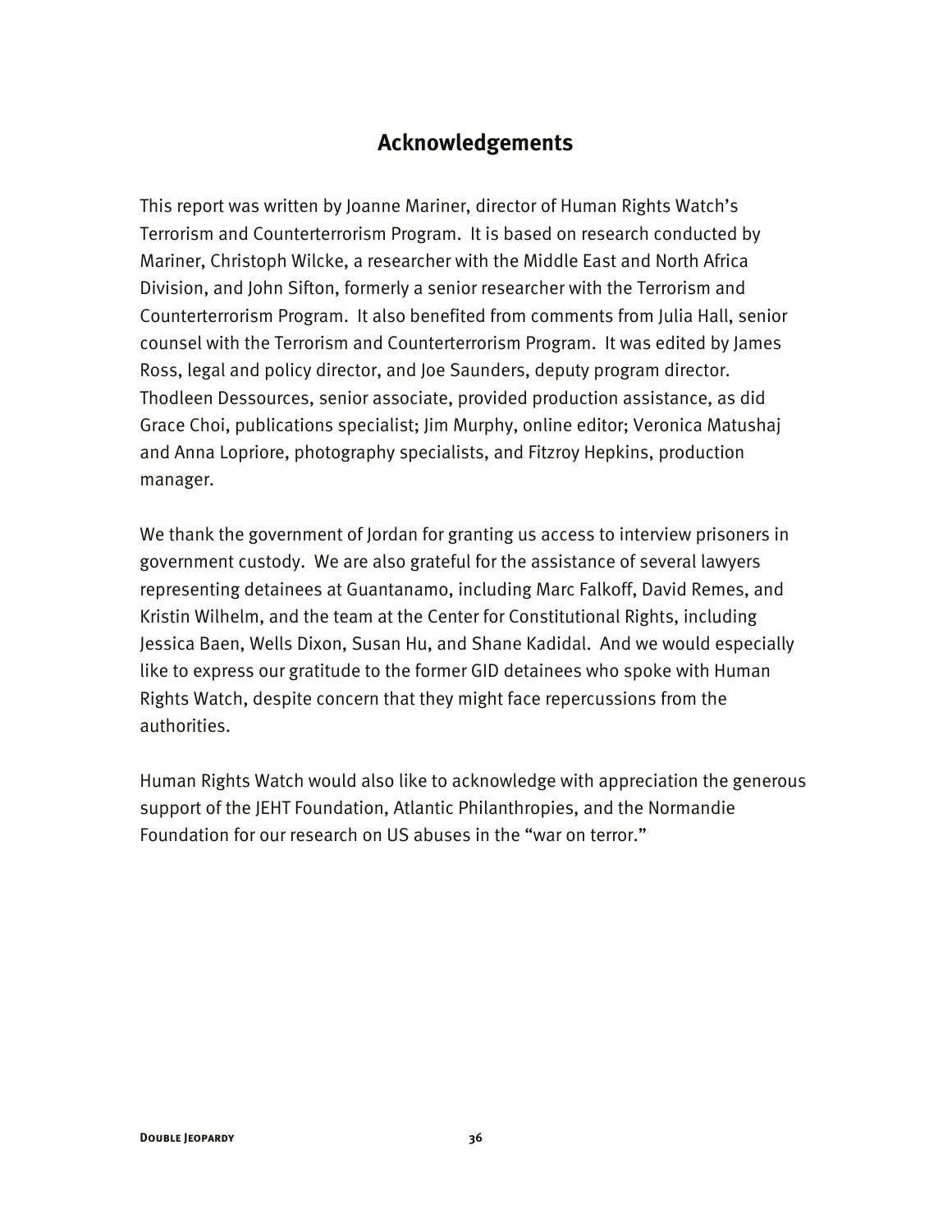## Acknowledgements

This report was written by Joanne Mariner, director of Human Rights Watch's Terrorism and Counterterrorism Program. It is based on research conducted by Mariner, Christoph Wilcke, a researcher with the Middle East and North Africa Division, and John Sifton, formerly a senior researcher with the Terrorism and Counterterrorism Program. It also benefited from comments from Julia Hall, senior counsel with the Terrorism and Counterterrorism Program. It was edited by James Ross, legal and policy director, and Joe Saunders, deputy program director. Thodleen Dessources, senior associate, provided production assistance, as did Grace Choi, publications specialist; Jim Murphy, online editor; Veronica Matushaj and Anna Lopriore, photography specialists, and Fitzroy Hepkins, production manager.

We thank the government of Jordan for granting us access to interview prisoners in government custody. We are also grateful for the assistance of several lawyers representing detainees at Guantanamo, including Marc Falkoff, David Remes, and Kristin Wilhelm, and the team at the Center for Constitutional Rights, including Jessica Baen, Wells Dixon, Susan Hu, and Shane Kadidal. And we would especially like to express our gratitude to the former GID detainees who spoke with Human Rights Watch, despite concern that they might face repercussions from the authorities.

Human Rights Watch would also like to acknowledge with appreciation the generous support of the JEHT Foundation, Atlantic Philanthropies, and the Normandie Foundation for our research on US abuses in the "war on terror."